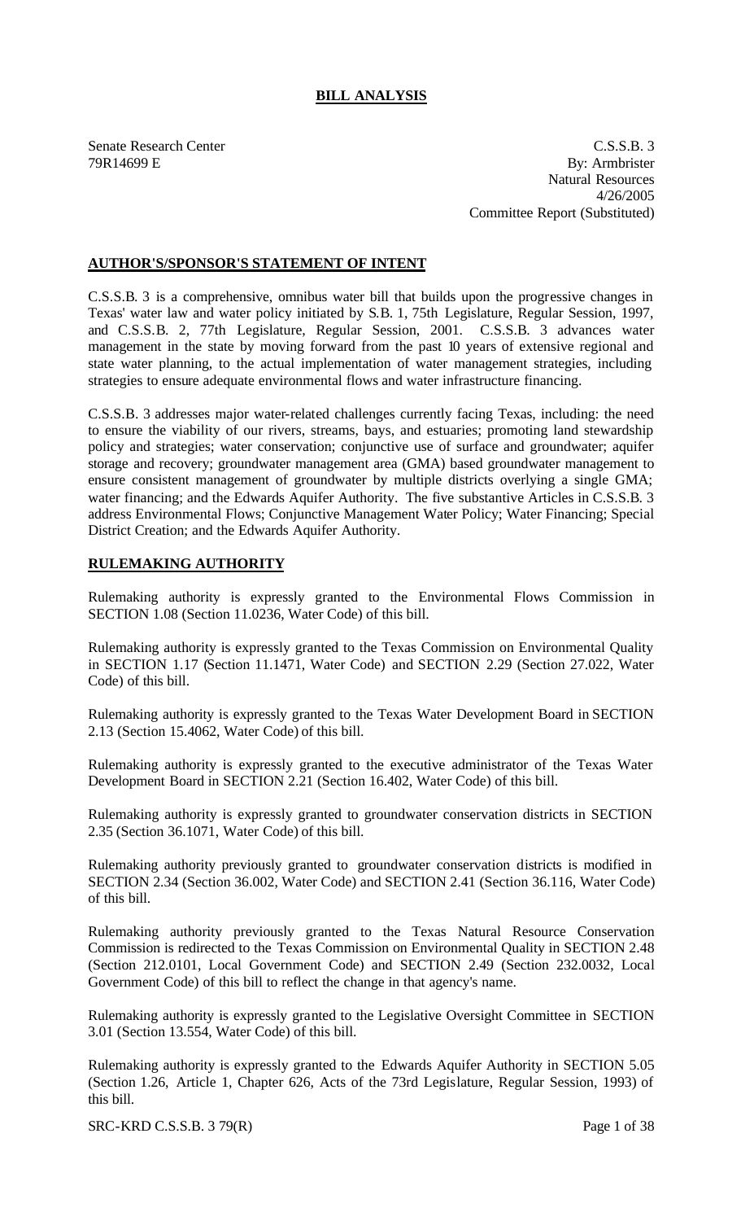# BILL ANALYSIS

Senate Research Center
79R14699 E

C.S.S.B. 3
By: Armbrister
Natural Resources
4/26/2005
Committee Report (Substituted)

## AUTHOR'S/SPONSOR'S STATEMENT OF INTENT

C.S.S.B. 3 is a comprehensive, omnibus water bill that builds upon the progressive changes in Texas' water law and water policy initiated by S.B. 1, 75th Legislature, Regular Session, 1997, and C.S.S.B. 2, 77th Legislature, Regular Session, 2001. C.S.S.B. 3 advances water management in the state by moving forward from the past 10 years of extensive regional and state water planning, to the actual implementation of water management strategies, including strategies to ensure adequate environmental flows and water infrastructure financing.

C.S.S.B. 3 addresses major water-related challenges currently facing Texas, including: the need to ensure the viability of our rivers, streams, bays, and estuaries; promoting land stewardship policy and strategies; water conservation; conjunctive use of surface and groundwater; aquifer storage and recovery; groundwater management area (GMA) based groundwater management to ensure consistent management of groundwater by multiple districts overlying a single GMA; water financing; and the Edwards Aquifer Authority. The five substantive Articles in C.S.S.B. 3 address Environmental Flows; Conjunctive Management Water Policy; Water Financing; Special District Creation; and the Edwards Aquifer Authority.

## RULEMAKING AUTHORITY

Rulemaking authority is expressly granted to the Environmental Flows Commission in SECTION 1.08 (Section 11.0236, Water Code) of this bill.

Rulemaking authority is expressly granted to the Texas Commission on Environmental Quality in SECTION 1.17 (Section 11.1471, Water Code) and SECTION 2.29 (Section 27.022, Water Code) of this bill.

Rulemaking authority is expressly granted to the Texas Water Development Board in SECTION 2.13 (Section 15.4062, Water Code) of this bill.

Rulemaking authority is expressly granted to the executive administrator of the Texas Water Development Board in SECTION 2.21 (Section 16.402, Water Code) of this bill.

Rulemaking authority is expressly granted to groundwater conservation districts in SECTION 2.35 (Section 36.1071, Water Code) of this bill.

Rulemaking authority previously granted to groundwater conservation districts is modified in SECTION 2.34 (Section 36.002, Water Code) and SECTION 2.41 (Section 36.116, Water Code) of this bill.

Rulemaking authority previously granted to the Texas Natural Resource Conservation Commission is redirected to the Texas Commission on Environmental Quality in SECTION 2.48 (Section 212.0101, Local Government Code) and SECTION 2.49 (Section 232.0032, Local Government Code) of this bill to reflect the change in that agency's name.

Rulemaking authority is expressly granted to the Legislative Oversight Committee in SECTION 3.01 (Section 13.554, Water Code) of this bill.

Rulemaking authority is expressly granted to the Edwards Aquifer Authority in SECTION 5.05 (Section 1.26, Article 1, Chapter 626, Acts of the 73rd Legislature, Regular Session, 1993) of this bill.

SRC-KRD C.S.S.B. 3 79(R)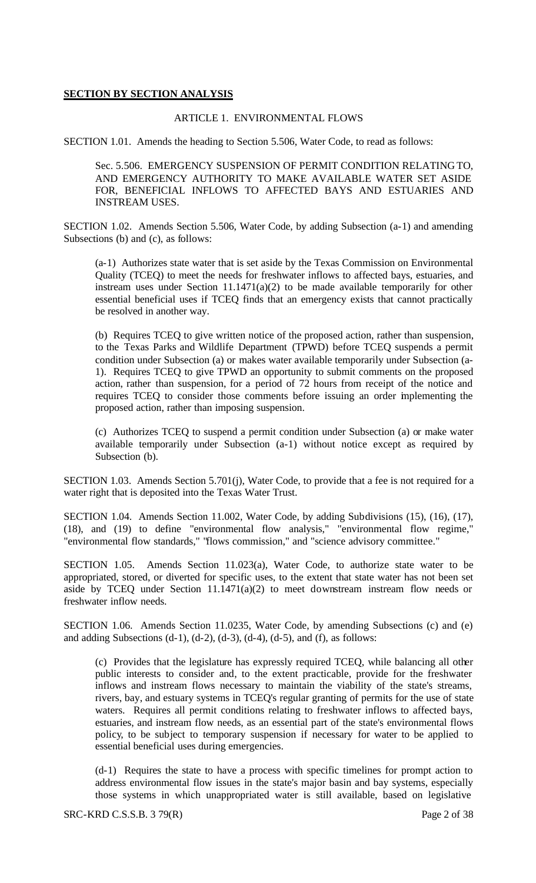**SECTION BY SECTION ANALYSIS**

ARTICLE 1. ENVIRONMENTAL FLOWS

SECTION 1.01. Amends the heading to Section 5.506, Water Code, to read as follows:

> Sec. 5.506. EMERGENCY SUSPENSION OF PERMIT CONDITION RELATING TO, AND EMERGENCY AUTHORITY TO MAKE AVAILABLE WATER SET ASIDE FOR, BENEFICIAL INFLOWS TO AFFECTED BAYS AND ESTUARIES AND INSTREAM USES.

SECTION 1.02. Amends Section 5.506, Water Code, by adding Subsection (a-1) and amending Subsections (b) and (c), as follows:

> (a-1) Authorizes state water that is set aside by the Texas Commission on Environmental Quality (TCEQ) to meet the needs for freshwater inflows to affected bays, estuaries, and instream uses under Section 11.1471(a)(2) to be made available temporarily for other essential beneficial uses if TCEQ finds that an emergency exists that cannot practically be resolved in another way.
>
> (b) Requires TCEQ to give written notice of the proposed action, rather than suspension, to the Texas Parks and Wildlife Department (TPWD) before TCEQ suspends a permit condition under Subsection (a) or makes water available temporarily under Subsection (a-1). Requires TCEQ to give TPWD an opportunity to submit comments on the proposed action, rather than suspension, for a period of 72 hours from receipt of the notice and requires TCEQ to consider those comments before issuing an order implementing the proposed action, rather than imposing suspension.
>
> (c) Authorizes TCEQ to suspend a permit condition under Subsection (a) or make water available temporarily under Subsection (a-1) without notice except as required by Subsection (b).

SECTION 1.03. Amends Section 5.701(j), Water Code, to provide that a fee is not required for a water right that is deposited into the Texas Water Trust.

SECTION 1.04. Amends Section 11.002, Water Code, by adding Subdivisions (15), (16), (17), (18), and (19) to define "environmental flow analysis," "environmental flow regime," "environmental flow standards," "flows commission," and "science advisory committee."

SECTION 1.05. Amends Section 11.023(a), Water Code, to authorize state water to be appropriated, stored, or diverted for specific uses, to the extent that state water has not been set aside by TCEQ under Section 11.1471(a)(2) to meet downstream instream flow needs or freshwater inflow needs.

SECTION 1.06. Amends Section 11.0235, Water Code, by amending Subsections (c) and (e) and adding Subsections (d-1), (d-2), (d-3), (d-4), (d-5), and (f), as follows:

> (c) Provides that the legislature has expressly required TCEQ, while balancing all other public interests to consider and, to the extent practicable, provide for the freshwater inflows and instream flows necessary to maintain the viability of the state's streams, rivers, bay, and estuary systems in TCEQ's regular granting of permits for the use of state waters. Requires all permit conditions relating to freshwater inflows to affected bays, estuaries, and instream flow needs, as an essential part of the state's environmental flows policy, to be subject to temporary suspension if necessary for water to be applied to essential beneficial uses during emergencies.
>
> (d-1) Requires the state to have a process with specific timelines for prompt action to address environmental flow issues in the state's major basin and bay systems, especially those systems in which unappropriated water is still available, based on legislative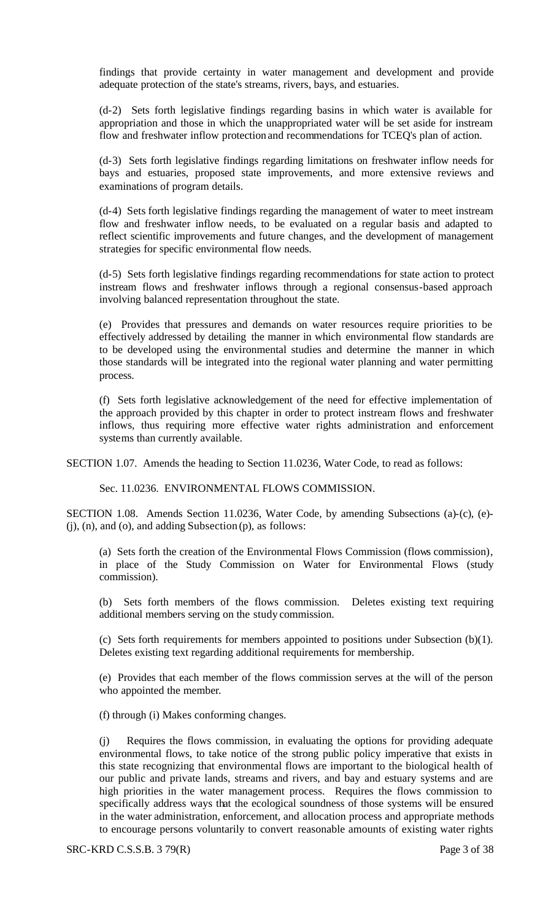findings that provide certainty in water management and development and provide adequate protection of the state's streams, rivers, bays, and estuaries.

(d-2) Sets forth legislative findings regarding basins in which water is available for appropriation and those in which the unappropriated water will be set aside for instream flow and freshwater inflow protection and recommendations for TCEQ's plan of action.

(d-3) Sets forth legislative findings regarding limitations on freshwater inflow needs for bays and estuaries, proposed state improvements, and more extensive reviews and examinations of program details.

(d-4) Sets forth legislative findings regarding the management of water to meet instream flow and freshwater inflow needs, to be evaluated on a regular basis and adapted to reflect scientific improvements and future changes, and the development of management strategies for specific environmental flow needs.

(d-5) Sets forth legislative findings regarding recommendations for state action to protect instream flows and freshwater inflows through a regional consensus-based approach involving balanced representation throughout the state.

(e) Provides that pressures and demands on water resources require priorities to be effectively addressed by detailing the manner in which environmental flow standards are to be developed using the environmental studies and determine the manner in which those standards will be integrated into the regional water planning and water permitting process.

(f) Sets forth legislative acknowledgement of the need for effective implementation of the approach provided by this chapter in order to protect instream flows and freshwater inflows, thus requiring more effective water rights administration and enforcement systems than currently available.

SECTION 1.07. Amends the heading to Section 11.0236, Water Code, to read as follows:

Sec. 11.0236. ENVIRONMENTAL FLOWS COMMISSION.

SECTION 1.08. Amends Section 11.0236, Water Code, by amending Subsections (a)-(c), (e)-(j), (n), and (o), and adding Subsection (p), as follows:

(a) Sets forth the creation of the Environmental Flows Commission (flows commission), in place of the Study Commission on Water for Environmental Flows (study commission).

(b) Sets forth members of the flows commission. Deletes existing text requiring additional members serving on the study commission.

(c) Sets forth requirements for members appointed to positions under Subsection (b)(1). Deletes existing text regarding additional requirements for membership.

(e) Provides that each member of the flows commission serves at the will of the person who appointed the member.

(f) through (i) Makes conforming changes.

(j) Requires the flows commission, in evaluating the options for providing adequate environmental flows, to take notice of the strong public policy imperative that exists in this state recognizing that environmental flows are important to the biological health of our public and private lands, streams and rivers, and bay and estuary systems and are high priorities in the water management process. Requires the flows commission to specifically address ways that the ecological soundness of those systems will be ensured in the water administration, enforcement, and allocation process and appropriate methods to encourage persons voluntarily to convert reasonable amounts of existing water rights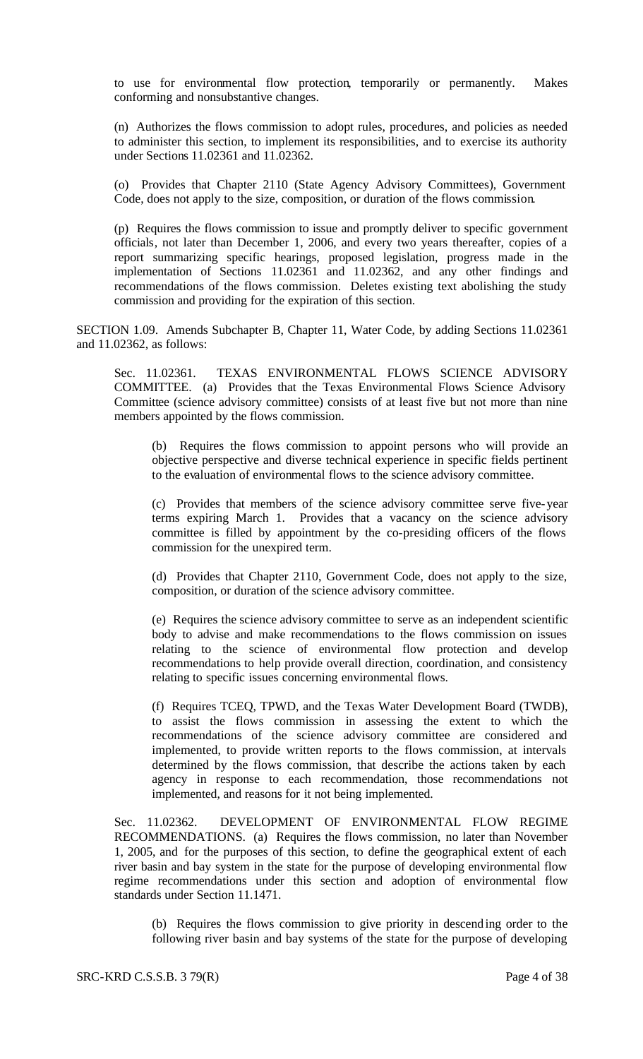to use for environmental flow protection, temporarily or permanently. Makes conforming and nonsubstantive changes.

(n) Authorizes the flows commission to adopt rules, procedures, and policies as needed to administer this section, to implement its responsibilities, and to exercise its authority under Sections 11.02361 and 11.02362.

(o) Provides that Chapter 2110 (State Agency Advisory Committees), Government Code, does not apply to the size, composition, or duration of the flows commission.

(p) Requires the flows commission to issue and promptly deliver to specific government officials, not later than December 1, 2006, and every two years thereafter, copies of a report summarizing specific hearings, proposed legislation, progress made in the implementation of Sections 11.02361 and 11.02362, and any other findings and recommendations of the flows commission. Deletes existing text abolishing the study commission and providing for the expiration of this section.

SECTION 1.09. Amends Subchapter B, Chapter 11, Water Code, by adding Sections 11.02361 and 11.02362, as follows:

Sec. 11.02361. TEXAS ENVIRONMENTAL FLOWS SCIENCE ADVISORY COMMITTEE. (a) Provides that the Texas Environmental Flows Science Advisory Committee (science advisory committee) consists of at least five but not more than nine members appointed by the flows commission.

(b) Requires the flows commission to appoint persons who will provide an objective perspective and diverse technical experience in specific fields pertinent to the evaluation of environmental flows to the science advisory committee.

(c) Provides that members of the science advisory committee serve five-year terms expiring March 1. Provides that a vacancy on the science advisory committee is filled by appointment by the co-presiding officers of the flows commission for the unexpired term.

(d) Provides that Chapter 2110, Government Code, does not apply to the size, composition, or duration of the science advisory committee.

(e) Requires the science advisory committee to serve as an independent scientific body to advise and make recommendations to the flows commission on issues relating to the science of environmental flow protection and develop recommendations to help provide overall direction, coordination, and consistency relating to specific issues concerning environmental flows.

(f) Requires TCEQ, TPWD, and the Texas Water Development Board (TWDB), to assist the flows commission in assessing the extent to which the recommendations of the science advisory committee are considered and implemented, to provide written reports to the flows commission, at intervals determined by the flows commission, that describe the actions taken by each agency in response to each recommendation, those recommendations not implemented, and reasons for it not being implemented.

Sec. 11.02362. DEVELOPMENT OF ENVIRONMENTAL FLOW REGIME RECOMMENDATIONS. (a) Requires the flows commission, no later than November 1, 2005, and for the purposes of this section, to define the geographical extent of each river basin and bay system in the state for the purpose of developing environmental flow regime recommendations under this section and adoption of environmental flow standards under Section 11.1471.

(b) Requires the flows commission to give priority in descending order to the following river basin and bay systems of the state for the purpose of developing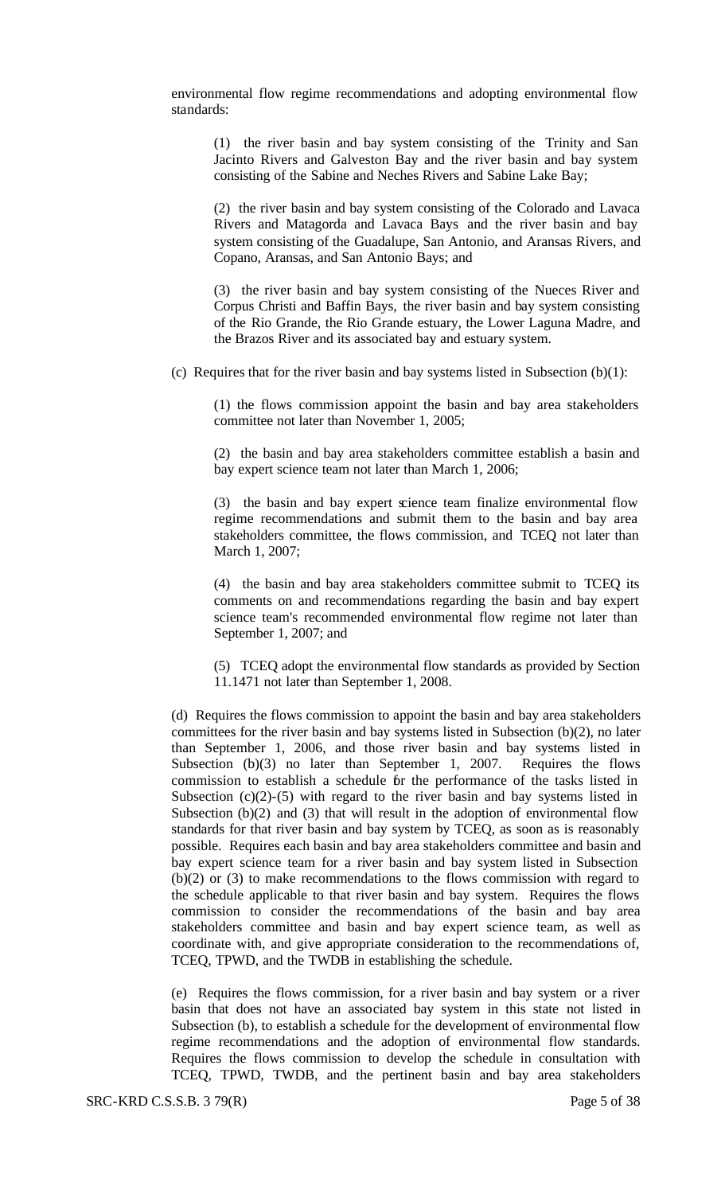environmental flow regime recommendations and adopting environmental flow standards:

(1) the river basin and bay system consisting of the Trinity and San Jacinto Rivers and Galveston Bay and the river basin and bay system consisting of the Sabine and Neches Rivers and Sabine Lake Bay;

(2) the river basin and bay system consisting of the Colorado and Lavaca Rivers and Matagorda and Lavaca Bays and the river basin and bay system consisting of the Guadalupe, San Antonio, and Aransas Rivers, and Copano, Aransas, and San Antonio Bays; and

(3) the river basin and bay system consisting of the Nueces River and Corpus Christi and Baffin Bays, the river basin and bay system consisting of the Rio Grande, the Rio Grande estuary, the Lower Laguna Madre, and the Brazos River and its associated bay and estuary system.

(c) Requires that for the river basin and bay systems listed in Subsection (b)(1):

(1) the flows commission appoint the basin and bay area stakeholders committee not later than November 1, 2005;

(2) the basin and bay area stakeholders committee establish a basin and bay expert science team not later than March 1, 2006;

(3) the basin and bay expert science team finalize environmental flow regime recommendations and submit them to the basin and bay area stakeholders committee, the flows commission, and TCEQ not later than March 1, 2007;

(4) the basin and bay area stakeholders committee submit to TCEQ its comments on and recommendations regarding the basin and bay expert science team's recommended environmental flow regime not later than September 1, 2007; and

(5) TCEQ adopt the environmental flow standards as provided by Section 11.1471 not later than September 1, 2008.

(d) Requires the flows commission to appoint the basin and bay area stakeholders committees for the river basin and bay systems listed in Subsection (b)(2), no later than September 1, 2006, and those river basin and bay systems listed in Subsection (b)(3) no later than September 1, 2007. Requires the flows commission to establish a schedule for the performance of the tasks listed in Subsection (c)(2)-(5) with regard to the river basin and bay systems listed in Subsection (b)(2) and (3) that will result in the adoption of environmental flow standards for that river basin and bay system by TCEQ, as soon as is reasonably possible. Requires each basin and bay area stakeholders committee and basin and bay expert science team for a river basin and bay system listed in Subsection (b)(2) or (3) to make recommendations to the flows commission with regard to the schedule applicable to that river basin and bay system. Requires the flows commission to consider the recommendations of the basin and bay area stakeholders committee and basin and bay expert science team, as well as coordinate with, and give appropriate consideration to the recommendations of, TCEQ, TPWD, and the TWDB in establishing the schedule.

(e) Requires the flows commission, for a river basin and bay system or a river basin that does not have an associated bay system in this state not listed in Subsection (b), to establish a schedule for the development of environmental flow regime recommendations and the adoption of environmental flow standards. Requires the flows commission to develop the schedule in consultation with TCEQ, TPWD, TWDB, and the pertinent basin and bay area stakeholders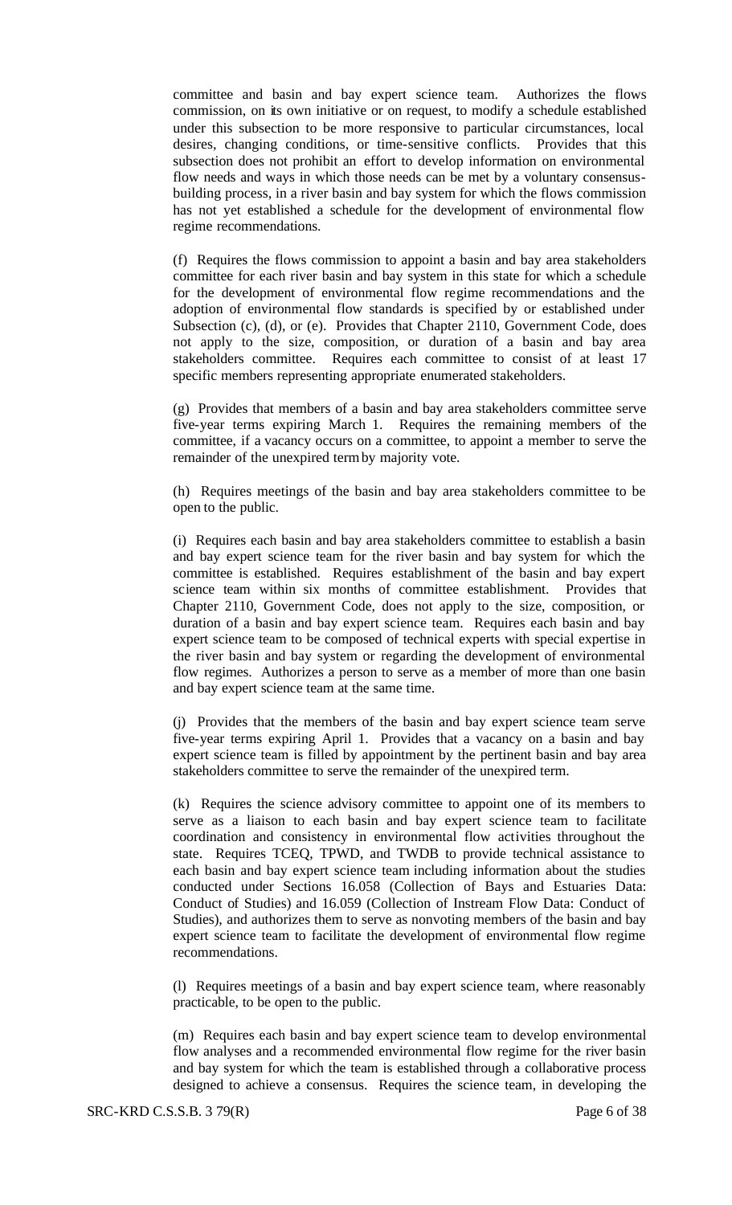committee and basin and bay expert science team. Authorizes the flows commission, on its own initiative or on request, to modify a schedule established under this subsection to be more responsive to particular circumstances, local desires, changing conditions, or time-sensitive conflicts. Provides that this subsection does not prohibit an effort to develop information on environmental flow needs and ways in which those needs can be met by a voluntary consensus-building process, in a river basin and bay system for which the flows commission has not yet established a schedule for the development of environmental flow regime recommendations.

(f) Requires the flows commission to appoint a basin and bay area stakeholders committee for each river basin and bay system in this state for which a schedule for the development of environmental flow regime recommendations and the adoption of environmental flow standards is specified by or established under Subsection (c), (d), or (e). Provides that Chapter 2110, Government Code, does not apply to the size, composition, or duration of a basin and bay area stakeholders committee. Requires each committee to consist of at least 17 specific members representing appropriate enumerated stakeholders.

(g) Provides that members of a basin and bay area stakeholders committee serve five-year terms expiring March 1. Requires the remaining members of the committee, if a vacancy occurs on a committee, to appoint a member to serve the remainder of the unexpired term by majority vote.

(h) Requires meetings of the basin and bay area stakeholders committee to be open to the public.

(i) Requires each basin and bay area stakeholders committee to establish a basin and bay expert science team for the river basin and bay system for which the committee is established. Requires establishment of the basin and bay expert science team within six months of committee establishment. Provides that Chapter 2110, Government Code, does not apply to the size, composition, or duration of a basin and bay expert science team. Requires each basin and bay expert science team to be composed of technical experts with special expertise in the river basin and bay system or regarding the development of environmental flow regimes. Authorizes a person to serve as a member of more than one basin and bay expert science team at the same time.

(j) Provides that the members of the basin and bay expert science team serve five-year terms expiring April 1. Provides that a vacancy on a basin and bay expert science team is filled by appointment by the pertinent basin and bay area stakeholders committee to serve the remainder of the unexpired term.

(k) Requires the science advisory committee to appoint one of its members to serve as a liaison to each basin and bay expert science team to facilitate coordination and consistency in environmental flow activities throughout the state. Requires TCEQ, TPWD, and TWDB to provide technical assistance to each basin and bay expert science team including information about the studies conducted under Sections 16.058 (Collection of Bays and Estuaries Data: Conduct of Studies) and 16.059 (Collection of Instream Flow Data: Conduct of Studies), and authorizes them to serve as nonvoting members of the basin and bay expert science team to facilitate the development of environmental flow regime recommendations.

(l) Requires meetings of a basin and bay expert science team, where reasonably practicable, to be open to the public.

(m) Requires each basin and bay expert science team to develop environmental flow analyses and a recommended environmental flow regime for the river basin and bay system for which the team is established through a collaborative process designed to achieve a consensus. Requires the science team, in developing the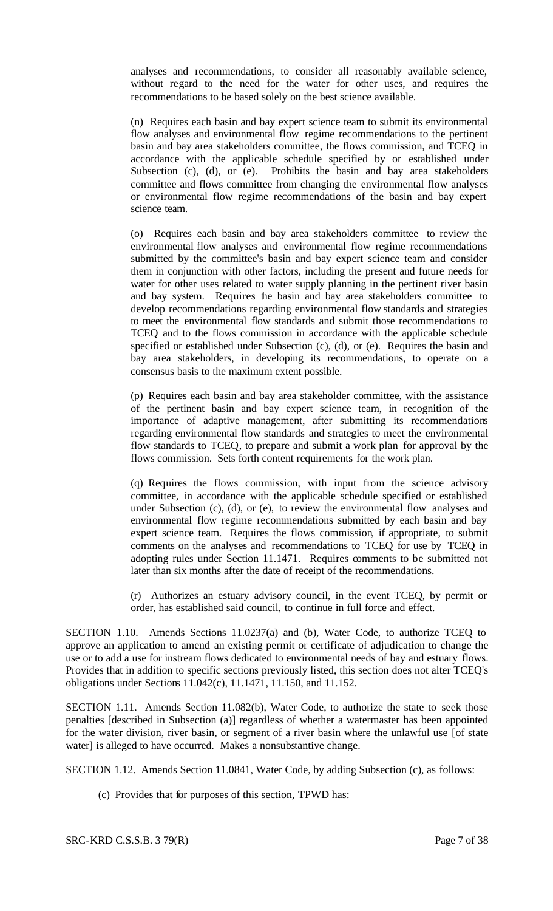analyses and recommendations, to consider all reasonably available science, without regard to the need for the water for other uses, and requires the recommendations to be based solely on the best science available.

(n) Requires each basin and bay expert science team to submit its environmental flow analyses and environmental flow regime recommendations to the pertinent basin and bay area stakeholders committee, the flows commission, and TCEQ in accordance with the applicable schedule specified by or established under Subsection (c), (d), or (e). Prohibits the basin and bay area stakeholders committee and flows committee from changing the environmental flow analyses or environmental flow regime recommendations of the basin and bay expert science team.

(o) Requires each basin and bay area stakeholders committee to review the environmental flow analyses and environmental flow regime recommendations submitted by the committee's basin and bay expert science team and consider them in conjunction with other factors, including the present and future needs for water for other uses related to water supply planning in the pertinent river basin and bay system. Requires the basin and bay area stakeholders committee to develop recommendations regarding environmental flow standards and strategies to meet the environmental flow standards and submit those recommendations to TCEQ and to the flows commission in accordance with the applicable schedule specified or established under Subsection (c), (d), or (e). Requires the basin and bay area stakeholders, in developing its recommendations, to operate on a consensus basis to the maximum extent possible.

(p) Requires each basin and bay area stakeholder committee, with the assistance of the pertinent basin and bay expert science team, in recognition of the importance of adaptive management, after submitting its recommendations regarding environmental flow standards and strategies to meet the environmental flow standards to TCEQ, to prepare and submit a work plan for approval by the flows commission. Sets forth content requirements for the work plan.

(q) Requires the flows commission, with input from the science advisory committee, in accordance with the applicable schedule specified or established under Subsection (c), (d), or (e), to review the environmental flow analyses and environmental flow regime recommendations submitted by each basin and bay expert science team. Requires the flows commission, if appropriate, to submit comments on the analyses and recommendations to TCEQ for use by TCEQ in adopting rules under Section 11.1471. Requires comments to be submitted not later than six months after the date of receipt of the recommendations.

(r) Authorizes an estuary advisory council, in the event TCEQ, by permit or order, has established said council, to continue in full force and effect.

SECTION 1.10. Amends Sections 11.0237(a) and (b), Water Code, to authorize TCEQ to approve an application to amend an existing permit or certificate of adjudication to change the use or to add a use for instream flows dedicated to environmental needs of bay and estuary flows. Provides that in addition to specific sections previously listed, this section does not alter TCEQ's obligations under Sections 11.042(c), 11.1471, 11.150, and 11.152.

SECTION 1.11. Amends Section 11.082(b), Water Code, to authorize the state to seek those penalties [described in Subsection (a)] regardless of whether a watermaster has been appointed for the water division, river basin, or segment of a river basin where the unlawful use [of state water] is alleged to have occurred. Makes a nonsubstantive change.

SECTION 1.12. Amends Section 11.0841, Water Code, by adding Subsection (c), as follows:

(c) Provides that for purposes of this section, TPWD has: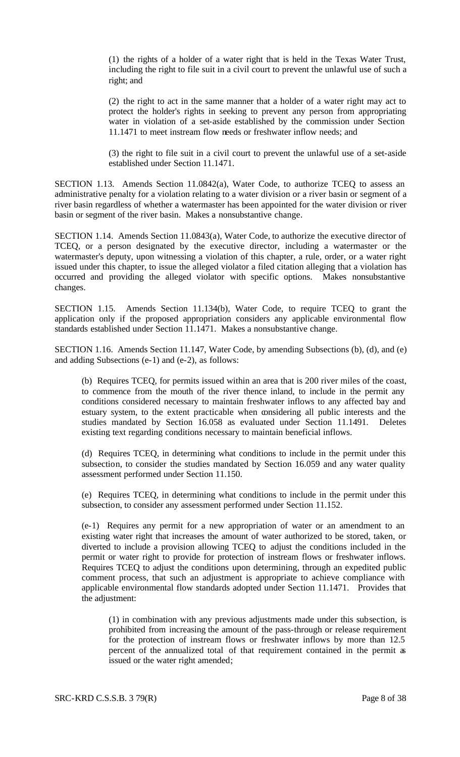(1) the rights of a holder of a water right that is held in the Texas Water Trust, including the right to file suit in a civil court to prevent the unlawful use of such a right; and

(2) the right to act in the same manner that a holder of a water right may act to protect the holder's rights in seeking to prevent any person from appropriating water in violation of a set-aside established by the commission under Section 11.1471 to meet instream flow needs or freshwater inflow needs; and

(3) the right to file suit in a civil court to prevent the unlawful use of a set-aside established under Section 11.1471.

SECTION 1.13. Amends Section 11.0842(a), Water Code, to authorize TCEQ to assess an administrative penalty for a violation relating to a water division or a river basin or segment of a river basin regardless of whether a watermaster has been appointed for the water division or river basin or segment of the river basin. Makes a nonsubstantive change.

SECTION 1.14. Amends Section 11.0843(a), Water Code, to authorize the executive director of TCEQ, or a person designated by the executive director, including a watermaster or the watermaster's deputy, upon witnessing a violation of this chapter, a rule, order, or a water right issued under this chapter, to issue the alleged violator a filed citation alleging that a violation has occurred and providing the alleged violator with specific options. Makes nonsubstantive changes.

SECTION 1.15. Amends Section 11.134(b), Water Code, to require TCEQ to grant the application only if the proposed appropriation considers any applicable environmental flow standards established under Section 11.1471. Makes a nonsubstantive change.

SECTION 1.16. Amends Section 11.147, Water Code, by amending Subsections (b), (d), and (e) and adding Subsections (e-1) and (e-2), as follows:

(b) Requires TCEQ, for permits issued within an area that is 200 river miles of the coast, to commence from the mouth of the river thence inland, to include in the permit any conditions considered necessary to maintain freshwater inflows to any affected bay and estuary system, to the extent practicable when considering all public interests and the studies mandated by Section 16.058 as evaluated under Section 11.1491. Deletes existing text regarding conditions necessary to maintain beneficial inflows.

(d) Requires TCEQ, in determining what conditions to include in the permit under this subsection, to consider the studies mandated by Section 16.059 and any water quality assessment performed under Section 11.150.

(e) Requires TCEQ, in determining what conditions to include in the permit under this subsection, to consider any assessment performed under Section 11.152.

(e-1) Requires any permit for a new appropriation of water or an amendment to an existing water right that increases the amount of water authorized to be stored, taken, or diverted to include a provision allowing TCEQ to adjust the conditions included in the permit or water right to provide for protection of instream flows or freshwater inflows. Requires TCEQ to adjust the conditions upon determining, through an expedited public comment process, that such an adjustment is appropriate to achieve compliance with applicable environmental flow standards adopted under Section 11.1471. Provides that the adjustment:

(1) in combination with any previous adjustments made under this subsection, is prohibited from increasing the amount of the pass-through or release requirement for the protection of instream flows or freshwater inflows by more than 12.5 percent of the annualized total of that requirement contained in the permit as issued or the water right amended;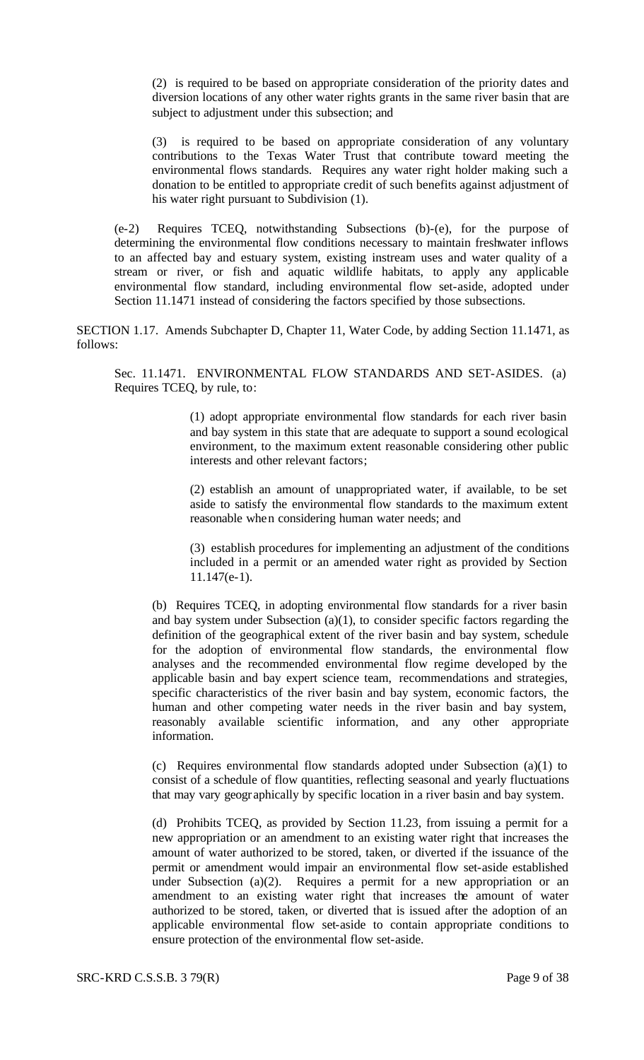(2) is required to be based on appropriate consideration of the priority dates and diversion locations of any other water rights grants in the same river basin that are subject to adjustment under this subsection; and

(3) is required to be based on appropriate consideration of any voluntary contributions to the Texas Water Trust that contribute toward meeting the environmental flows standards. Requires any water right holder making such a donation to be entitled to appropriate credit of such benefits against adjustment of his water right pursuant to Subdivision (1).

(e-2) Requires TCEQ, notwithstanding Subsections (b)-(e), for the purpose of determining the environmental flow conditions necessary to maintain freshwater inflows to an affected bay and estuary system, existing instream uses and water quality of a stream or river, or fish and aquatic wildlife habitats, to apply any applicable environmental flow standard, including environmental flow set-aside, adopted under Section 11.1471 instead of considering the factors specified by those subsections.

SECTION 1.17. Amends Subchapter D, Chapter 11, Water Code, by adding Section 11.1471, as follows:

Sec. 11.1471. ENVIRONMENTAL FLOW STANDARDS AND SET-ASIDES. (a) Requires TCEQ, by rule, to:

(1) adopt appropriate environmental flow standards for each river basin and bay system in this state that are adequate to support a sound ecological environment, to the maximum extent reasonable considering other public interests and other relevant factors;

(2) establish an amount of unappropriated water, if available, to be set aside to satisfy the environmental flow standards to the maximum extent reasonable when considering human water needs; and

(3) establish procedures for implementing an adjustment of the conditions included in a permit or an amended water right as provided by Section 11.147(e-1).

(b) Requires TCEQ, in adopting environmental flow standards for a river basin and bay system under Subsection (a)(1), to consider specific factors regarding the definition of the geographical extent of the river basin and bay system, schedule for the adoption of environmental flow standards, the environmental flow analyses and the recommended environmental flow regime developed by the applicable basin and bay expert science team, recommendations and strategies, specific characteristics of the river basin and bay system, economic factors, the human and other competing water needs in the river basin and bay system, reasonably available scientific information, and any other appropriate information.

(c) Requires environmental flow standards adopted under Subsection (a)(1) to consist of a schedule of flow quantities, reflecting seasonal and yearly fluctuations that may vary geographically by specific location in a river basin and bay system.

(d) Prohibits TCEQ, as provided by Section 11.23, from issuing a permit for a new appropriation or an amendment to an existing water right that increases the amount of water authorized to be stored, taken, or diverted if the issuance of the permit or amendment would impair an environmental flow set-aside established under Subsection (a)(2). Requires a permit for a new appropriation or an amendment to an existing water right that increases the amount of water authorized to be stored, taken, or diverted that is issued after the adoption of an applicable environmental flow set-aside to contain appropriate conditions to ensure protection of the environmental flow set-aside.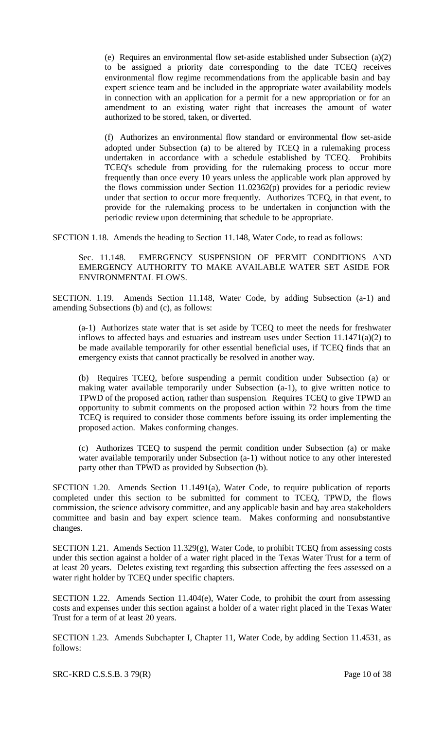(e) Requires an environmental flow set-aside established under Subsection (a)(2) to be assigned a priority date corresponding to the date TCEQ receives environmental flow regime recommendations from the applicable basin and bay expert science team and be included in the appropriate water availability models in connection with an application for a permit for a new appropriation or for an amendment to an existing water right that increases the amount of water authorized to be stored, taken, or diverted.

(f) Authorizes an environmental flow standard or environmental flow set-aside adopted under Subsection (a) to be altered by TCEQ in a rulemaking process undertaken in accordance with a schedule established by TCEQ. Prohibits TCEQ's schedule from providing for the rulemaking process to occur more frequently than once every 10 years unless the applicable work plan approved by the flows commission under Section 11.02362(p) provides for a periodic review under that section to occur more frequently. Authorizes TCEQ, in that event, to provide for the rulemaking process to be undertaken in conjunction with the periodic review upon determining that schedule to be appropriate.

SECTION 1.18. Amends the heading to Section 11.148, Water Code, to read as follows:

Sec. 11.148. EMERGENCY SUSPENSION OF PERMIT CONDITIONS AND EMERGENCY AUTHORITY TO MAKE AVAILABLE WATER SET ASIDE FOR ENVIRONMENTAL FLOWS.

SECTION. 1.19. Amends Section 11.148, Water Code, by adding Subsection (a-1) and amending Subsections (b) and (c), as follows:

(a-1) Authorizes state water that is set aside by TCEQ to meet the needs for freshwater inflows to affected bays and estuaries and instream uses under Section 11.1471(a)(2) to be made available temporarily for other essential beneficial uses, if TCEQ finds that an emergency exists that cannot practically be resolved in another way.

(b) Requires TCEQ, before suspending a permit condition under Subsection (a) or making water available temporarily under Subsection (a-1), to give written notice to TPWD of the proposed action, rather than suspension. Requires TCEQ to give TPWD an opportunity to submit comments on the proposed action within 72 hours from the time TCEQ is required to consider those comments before issuing its order implementing the proposed action. Makes conforming changes.

(c) Authorizes TCEQ to suspend the permit condition under Subsection (a) or make water available temporarily under Subsection (a-1) without notice to any other interested party other than TPWD as provided by Subsection (b).

SECTION 1.20. Amends Section 11.1491(a), Water Code, to require publication of reports completed under this section to be submitted for comment to TCEQ, TPWD, the flows commission, the science advisory committee, and any applicable basin and bay area stakeholders committee and basin and bay expert science team. Makes conforming and nonsubstantive changes.

SECTION 1.21. Amends Section 11.329(g), Water Code, to prohibit TCEQ from assessing costs under this section against a holder of a water right placed in the Texas Water Trust for a term of at least 20 years. Deletes existing text regarding this subsection affecting the fees assessed on a water right holder by TCEQ under specific chapters.

SECTION 1.22. Amends Section 11.404(e), Water Code, to prohibit the court from assessing costs and expenses under this section against a holder of a water right placed in the Texas Water Trust for a term of at least 20 years.

SECTION 1.23. Amends Subchapter I, Chapter 11, Water Code, by adding Section 11.4531, as follows: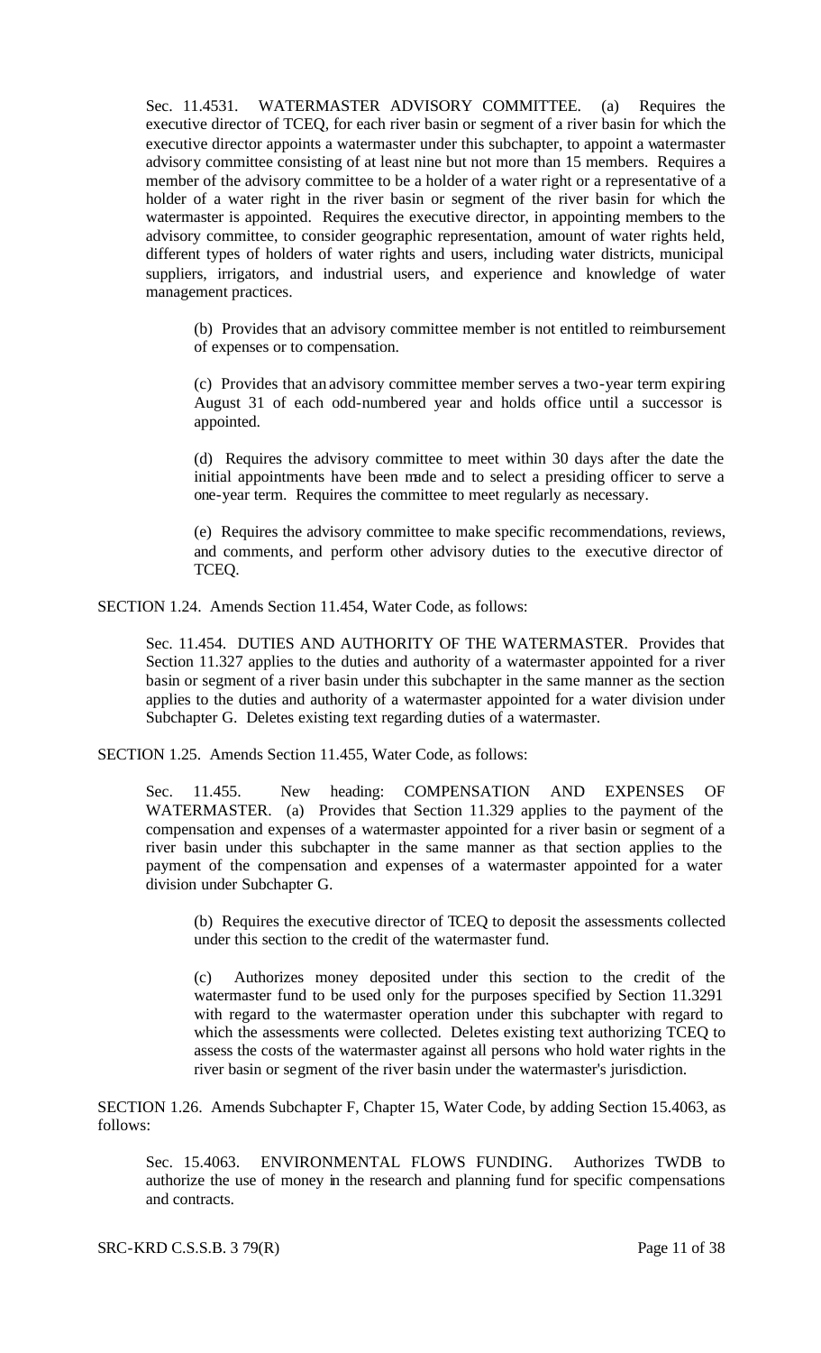Sec. 11.4531. WATERMASTER ADVISORY COMMITTEE. (a) Requires the executive director of TCEQ, for each river basin or segment of a river basin for which the executive director appoints a watermaster under this subchapter, to appoint a watermaster advisory committee consisting of at least nine but not more than 15 members. Requires a member of the advisory committee to be a holder of a water right or a representative of a holder of a water right in the river basin or segment of the river basin for which the watermaster is appointed. Requires the executive director, in appointing members to the advisory committee, to consider geographic representation, amount of water rights held, different types of holders of water rights and users, including water districts, municipal suppliers, irrigators, and industrial users, and experience and knowledge of water management practices.

(b) Provides that an advisory committee member is not entitled to reimbursement of expenses or to compensation.

(c) Provides that an advisory committee member serves a two-year term expiring August 31 of each odd-numbered year and holds office until a successor is appointed.

(d) Requires the advisory committee to meet within 30 days after the date the initial appointments have been made and to select a presiding officer to serve a one-year term. Requires the committee to meet regularly as necessary.

(e) Requires the advisory committee to make specific recommendations, reviews, and comments, and perform other advisory duties to the executive director of TCEQ.

SECTION 1.24. Amends Section 11.454, Water Code, as follows:

Sec. 11.454. DUTIES AND AUTHORITY OF THE WATERMASTER. Provides that Section 11.327 applies to the duties and authority of a watermaster appointed for a river basin or segment of a river basin under this subchapter in the same manner as the section applies to the duties and authority of a watermaster appointed for a water division under Subchapter G. Deletes existing text regarding duties of a watermaster.

SECTION 1.25. Amends Section 11.455, Water Code, as follows:

Sec. 11.455. New heading: COMPENSATION AND EXPENSES OF WATERMASTER. (a) Provides that Section 11.329 applies to the payment of the compensation and expenses of a watermaster appointed for a river basin or segment of a river basin under this subchapter in the same manner as that section applies to the payment of the compensation and expenses of a watermaster appointed for a water division under Subchapter G.

(b) Requires the executive director of TCEQ to deposit the assessments collected under this section to the credit of the watermaster fund.

(c) Authorizes money deposited under this section to the credit of the watermaster fund to be used only for the purposes specified by Section 11.3291 with regard to the watermaster operation under this subchapter with regard to which the assessments were collected. Deletes existing text authorizing TCEQ to assess the costs of the watermaster against all persons who hold water rights in the river basin or segment of the river basin under the watermaster's jurisdiction.

SECTION 1.26. Amends Subchapter F, Chapter 15, Water Code, by adding Section 15.4063, as follows:

Sec. 15.4063. ENVIRONMENTAL FLOWS FUNDING. Authorizes TWDB to authorize the use of money in the research and planning fund for specific compensations and contracts.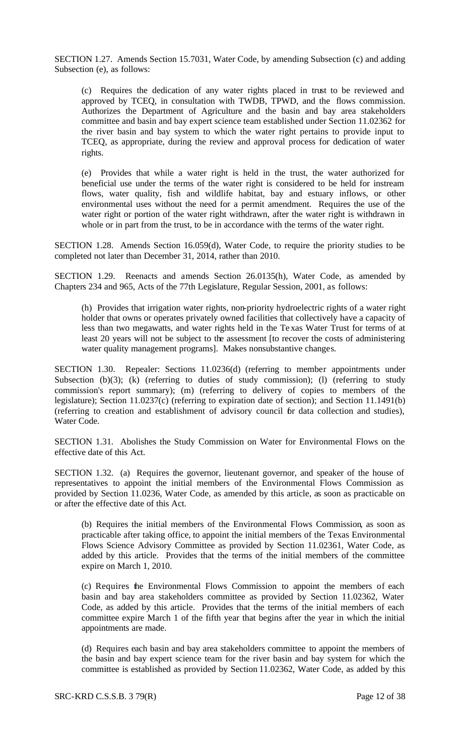SECTION 1.27. Amends Section 15.7031, Water Code, by amending Subsection (c) and adding Subsection (e), as follows:

(c) Requires the dedication of any water rights placed in trust to be reviewed and approved by TCEQ, in consultation with TWDB, TPWD, and the flows commission. Authorizes the Department of Agriculture and the basin and bay area stakeholders committee and basin and bay expert science team established under Section 11.02362 for the river basin and bay system to which the water right pertains to provide input to TCEQ, as appropriate, during the review and approval process for dedication of water rights.

(e) Provides that while a water right is held in the trust, the water authorized for beneficial use under the terms of the water right is considered to be held for instream flows, water quality, fish and wildlife habitat, bay and estuary inflows, or other environmental uses without the need for a permit amendment. Requires the use of the water right or portion of the water right withdrawn, after the water right is withdrawn in whole or in part from the trust, to be in accordance with the terms of the water right.

SECTION 1.28. Amends Section 16.059(d), Water Code, to require the priority studies to be completed not later than December 31, 2014, rather than 2010.

SECTION 1.29. Reenacts and amends Section 26.0135(h), Water Code, as amended by Chapters 234 and 965, Acts of the 77th Legislature, Regular Session, 2001, as follows:

(h) Provides that irrigation water rights, non-priority hydroelectric rights of a water right holder that owns or operates privately owned facilities that collectively have a capacity of less than two megawatts, and water rights held in the Texas Water Trust for terms of at least 20 years will not be subject to the assessment [to recover the costs of administering water quality management programs]. Makes nonsubstantive changes.

SECTION 1.30. Repealer: Sections 11.0236(d) (referring to member appointments under Subsection (b)(3); (k) (referring to duties of study commission); (l) (referring to study commission's report summary); (m) (referring to delivery of copies to members of the legislature); Section 11.0237(c) (referring to expiration date of section); and Section 11.1491(b) (referring to creation and establishment of advisory council for data collection and studies), Water Code.

SECTION 1.31. Abolishes the Study Commission on Water for Environmental Flows on the effective date of this Act.

SECTION 1.32. (a) Requires the governor, lieutenant governor, and speaker of the house of representatives to appoint the initial members of the Environmental Flows Commission as provided by Section 11.0236, Water Code, as amended by this article, as soon as practicable on or after the effective date of this Act.

(b) Requires the initial members of the Environmental Flows Commission, as soon as practicable after taking office, to appoint the initial members of the Texas Environmental Flows Science Advisory Committee as provided by Section 11.02361, Water Code, as added by this article. Provides that the terms of the initial members of the committee expire on March 1, 2010.

(c) Requires the Environmental Flows Commission to appoint the members of each basin and bay area stakeholders committee as provided by Section 11.02362, Water Code, as added by this article. Provides that the terms of the initial members of each committee expire March 1 of the fifth year that begins after the year in which the initial appointments are made.

(d) Requires each basin and bay area stakeholders committee to appoint the members of the basin and bay expert science team for the river basin and bay system for which the committee is established as provided by Section 11.02362, Water Code, as added by this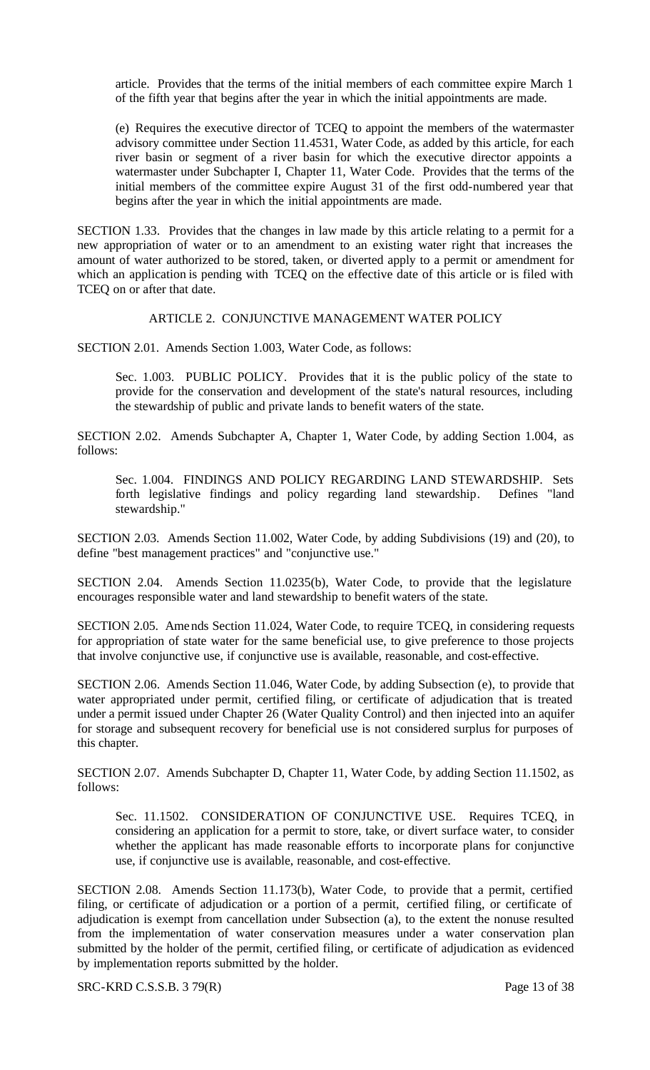article. Provides that the terms of the initial members of each committee expire March 1 of the fifth year that begins after the year in which the initial appointments are made.

(e) Requires the executive director of TCEQ to appoint the members of the watermaster advisory committee under Section 11.4531, Water Code, as added by this article, for each river basin or segment of a river basin for which the executive director appoints a watermaster under Subchapter I, Chapter 11, Water Code. Provides that the terms of the initial members of the committee expire August 31 of the first odd-numbered year that begins after the year in which the initial appointments are made.

SECTION 1.33. Provides that the changes in law made by this article relating to a permit for a new appropriation of water or to an amendment to an existing water right that increases the amount of water authorized to be stored, taken, or diverted apply to a permit or amendment for which an application is pending with TCEQ on the effective date of this article or is filed with TCEQ on or after that date.

ARTICLE 2. CONJUNCTIVE MANAGEMENT WATER POLICY

SECTION 2.01. Amends Section 1.003, Water Code, as follows:

Sec. 1.003. PUBLIC POLICY. Provides that it is the public policy of the state to provide for the conservation and development of the state's natural resources, including the stewardship of public and private lands to benefit waters of the state.

SECTION 2.02. Amends Subchapter A, Chapter 1, Water Code, by adding Section 1.004, as follows:

Sec. 1.004. FINDINGS AND POLICY REGARDING LAND STEWARDSHIP. Sets forth legislative findings and policy regarding land stewardship. Defines "land stewardship."

SECTION 2.03. Amends Section 11.002, Water Code, by adding Subdivisions (19) and (20), to define "best management practices" and "conjunctive use."

SECTION 2.04. Amends Section 11.0235(b), Water Code, to provide that the legislature encourages responsible water and land stewardship to benefit waters of the state.

SECTION 2.05. Amends Section 11.024, Water Code, to require TCEQ, in considering requests for appropriation of state water for the same beneficial use, to give preference to those projects that involve conjunctive use, if conjunctive use is available, reasonable, and cost-effective.

SECTION 2.06. Amends Section 11.046, Water Code, by adding Subsection (e), to provide that water appropriated under permit, certified filing, or certificate of adjudication that is treated under a permit issued under Chapter 26 (Water Quality Control) and then injected into an aquifer for storage and subsequent recovery for beneficial use is not considered surplus for purposes of this chapter.

SECTION 2.07. Amends Subchapter D, Chapter 11, Water Code, by adding Section 11.1502, as follows:

Sec. 11.1502. CONSIDERATION OF CONJUNCTIVE USE. Requires TCEQ, in considering an application for a permit to store, take, or divert surface water, to consider whether the applicant has made reasonable efforts to incorporate plans for conjunctive use, if conjunctive use is available, reasonable, and cost-effective.

SECTION 2.08. Amends Section 11.173(b), Water Code, to provide that a permit, certified filing, or certificate of adjudication or a portion of a permit, certified filing, or certificate of adjudication is exempt from cancellation under Subsection (a), to the extent the nonuse resulted from the implementation of water conservation measures under a water conservation plan submitted by the holder of the permit, certified filing, or certificate of adjudication as evidenced by implementation reports submitted by the holder.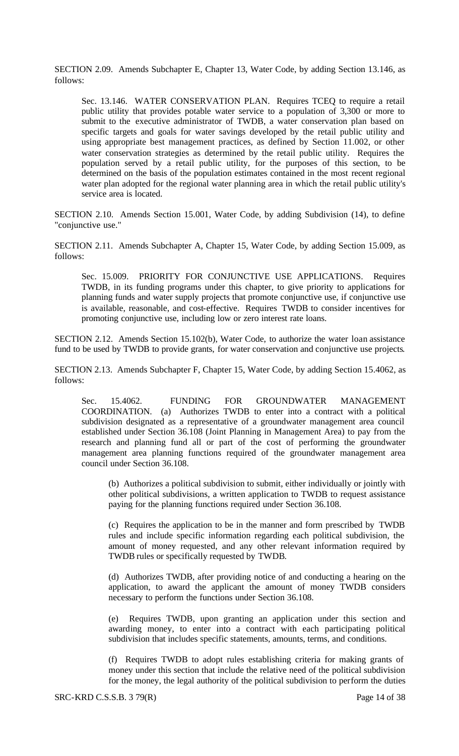SECTION 2.09. Amends Subchapter E, Chapter 13, Water Code, by adding Section 13.146, as follows:

Sec. 13.146. WATER CONSERVATION PLAN. Requires TCEQ to require a retail public utility that provides potable water service to a population of 3,300 or more to submit to the executive administrator of TWDB, a water conservation plan based on specific targets and goals for water savings developed by the retail public utility and using appropriate best management practices, as defined by Section 11.002, or other water conservation strategies as determined by the retail public utility. Requires the population served by a retail public utility, for the purposes of this section, to be determined on the basis of the population estimates contained in the most recent regional water plan adopted for the regional water planning area in which the retail public utility's service area is located.

SECTION 2.10. Amends Section 15.001, Water Code, by adding Subdivision (14), to define "conjunctive use."

SECTION 2.11. Amends Subchapter A, Chapter 15, Water Code, by adding Section 15.009, as follows:

Sec. 15.009. PRIORITY FOR CONJUNCTIVE USE APPLICATIONS. Requires TWDB, in its funding programs under this chapter, to give priority to applications for planning funds and water supply projects that promote conjunctive use, if conjunctive use is available, reasonable, and cost-effective. Requires TWDB to consider incentives for promoting conjunctive use, including low or zero interest rate loans.

SECTION 2.12. Amends Section 15.102(b), Water Code, to authorize the water loan assistance fund to be used by TWDB to provide grants, for water conservation and conjunctive use projects.

SECTION 2.13. Amends Subchapter F, Chapter 15, Water Code, by adding Section 15.4062, as follows:

Sec. 15.4062. FUNDING FOR GROUNDWATER MANAGEMENT COORDINATION. (a) Authorizes TWDB to enter into a contract with a political subdivision designated as a representative of a groundwater management area council established under Section 36.108 (Joint Planning in Management Area) to pay from the research and planning fund all or part of the cost of performing the groundwater management area planning functions required of the groundwater management area council under Section 36.108.

(b) Authorizes a political subdivision to submit, either individually or jointly with other political subdivisions, a written application to TWDB to request assistance paying for the planning functions required under Section 36.108.

(c) Requires the application to be in the manner and form prescribed by TWDB rules and include specific information regarding each political subdivision, the amount of money requested, and any other relevant information required by TWDB rules or specifically requested by TWDB.

(d) Authorizes TWDB, after providing notice of and conducting a hearing on the application, to award the applicant the amount of money TWDB considers necessary to perform the functions under Section 36.108.

(e) Requires TWDB, upon granting an application under this section and awarding money, to enter into a contract with each participating political subdivision that includes specific statements, amounts, terms, and conditions.

(f) Requires TWDB to adopt rules establishing criteria for making grants of money under this section that include the relative need of the political subdivision for the money, the legal authority of the political subdivision to perform the duties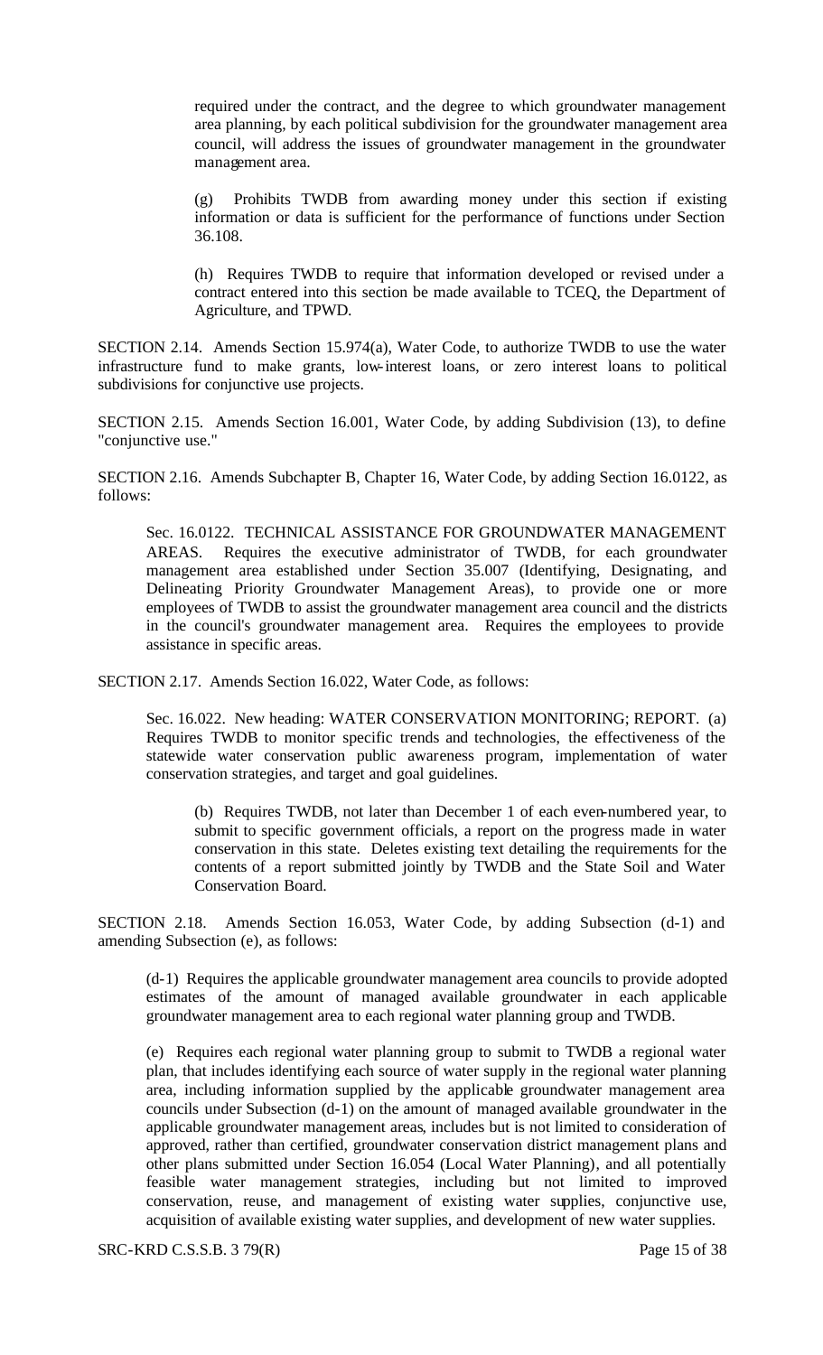required under the contract, and the degree to which groundwater management area planning, by each political subdivision for the groundwater management area council, will address the issues of groundwater management in the groundwater management area.

(g) Prohibits TWDB from awarding money under this section if existing information or data is sufficient for the performance of functions under Section 36.108.

(h) Requires TWDB to require that information developed or revised under a contract entered into this section be made available to TCEQ, the Department of Agriculture, and TPWD.

SECTION 2.14. Amends Section 15.974(a), Water Code, to authorize TWDB to use the water infrastructure fund to make grants, low-interest loans, or zero interest loans to political subdivisions for conjunctive use projects.

SECTION 2.15. Amends Section 16.001, Water Code, by adding Subdivision (13), to define "conjunctive use."

SECTION 2.16. Amends Subchapter B, Chapter 16, Water Code, by adding Section 16.0122, as follows:

Sec. 16.0122. TECHNICAL ASSISTANCE FOR GROUNDWATER MANAGEMENT AREAS. Requires the executive administrator of TWDB, for each groundwater management area established under Section 35.007 (Identifying, Designating, and Delineating Priority Groundwater Management Areas), to provide one or more employees of TWDB to assist the groundwater management area council and the districts in the council's groundwater management area. Requires the employees to provide assistance in specific areas.

SECTION 2.17. Amends Section 16.022, Water Code, as follows:

Sec. 16.022. New heading: WATER CONSERVATION MONITORING; REPORT. (a) Requires TWDB to monitor specific trends and technologies, the effectiveness of the statewide water conservation public awareness program, implementation of water conservation strategies, and target and goal guidelines.

(b) Requires TWDB, not later than December 1 of each even-numbered year, to submit to specific government officials, a report on the progress made in water conservation in this state. Deletes existing text detailing the requirements for the contents of a report submitted jointly by TWDB and the State Soil and Water Conservation Board.

SECTION 2.18. Amends Section 16.053, Water Code, by adding Subsection (d-1) and amending Subsection (e), as follows:

(d-1) Requires the applicable groundwater management area councils to provide adopted estimates of the amount of managed available groundwater in each applicable groundwater management area to each regional water planning group and TWDB.

(e) Requires each regional water planning group to submit to TWDB a regional water plan, that includes identifying each source of water supply in the regional water planning area, including information supplied by the applicable groundwater management area councils under Subsection (d-1) on the amount of managed available groundwater in the applicable groundwater management areas, includes but is not limited to consideration of approved, rather than certified, groundwater conservation district management plans and other plans submitted under Section 16.054 (Local Water Planning), and all potentially feasible water management strategies, including but not limited to improved conservation, reuse, and management of existing water supplies, conjunctive use, acquisition of available existing water supplies, and development of new water supplies.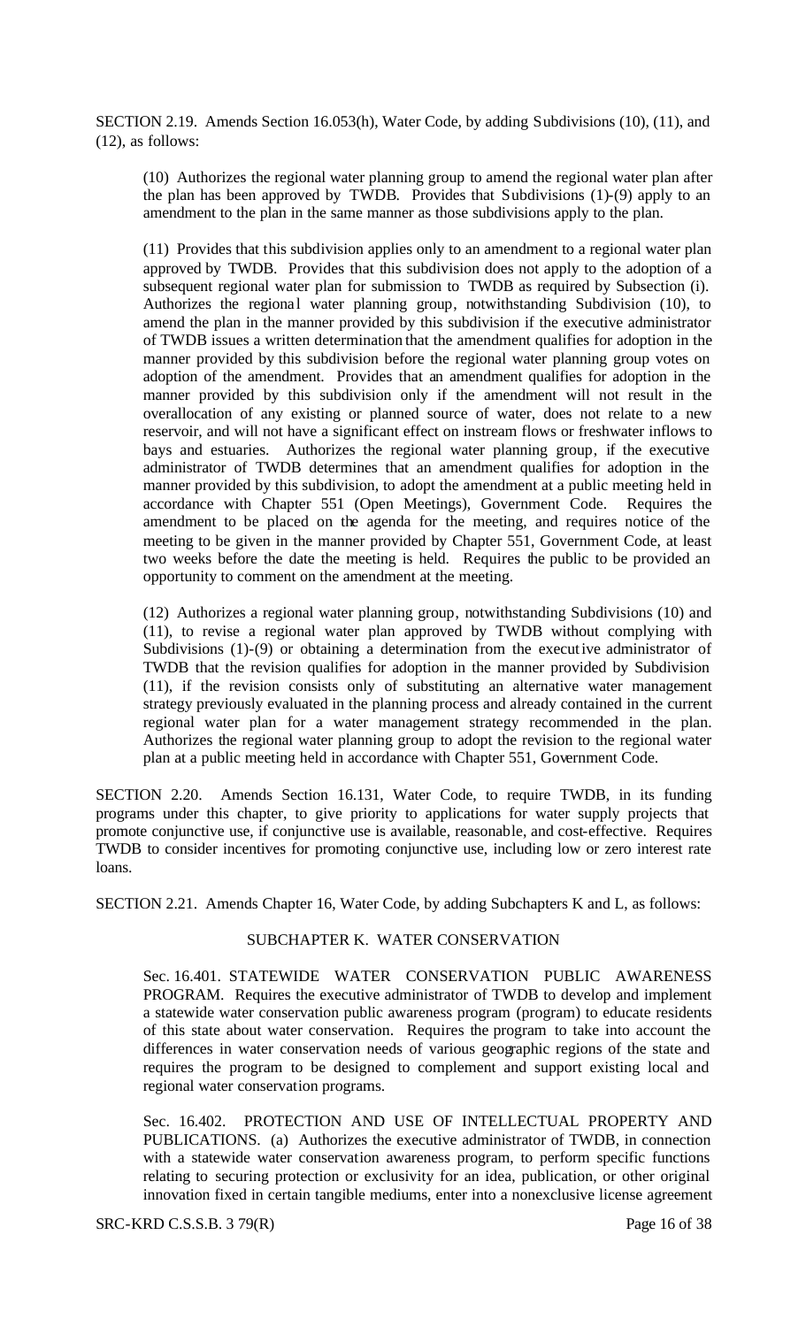SECTION 2.19. Amends Section 16.053(h), Water Code, by adding Subdivisions (10), (11), and (12), as follows:

(10) Authorizes the regional water planning group to amend the regional water plan after the plan has been approved by TWDB. Provides that Subdivisions (1)-(9) apply to an amendment to the plan in the same manner as those subdivisions apply to the plan.

(11) Provides that this subdivision applies only to an amendment to a regional water plan approved by TWDB. Provides that this subdivision does not apply to the adoption of a subsequent regional water plan for submission to TWDB as required by Subsection (i). Authorizes the regional water planning group, notwithstanding Subdivision (10), to amend the plan in the manner provided by this subdivision if the executive administrator of TWDB issues a written determination that the amendment qualifies for adoption in the manner provided by this subdivision before the regional water planning group votes on adoption of the amendment. Provides that an amendment qualifies for adoption in the manner provided by this subdivision only if the amendment will not result in the overallocation of any existing or planned source of water, does not relate to a new reservoir, and will not have a significant effect on instream flows or freshwater inflows to bays and estuaries. Authorizes the regional water planning group, if the executive administrator of TWDB determines that an amendment qualifies for adoption in the manner provided by this subdivision, to adopt the amendment at a public meeting held in accordance with Chapter 551 (Open Meetings), Government Code. Requires the amendment to be placed on the agenda for the meeting, and requires notice of the meeting to be given in the manner provided by Chapter 551, Government Code, at least two weeks before the date the meeting is held. Requires the public to be provided an opportunity to comment on the amendment at the meeting.

(12) Authorizes a regional water planning group, notwithstanding Subdivisions (10) and (11), to revise a regional water plan approved by TWDB without complying with Subdivisions (1)-(9) or obtaining a determination from the executive administrator of TWDB that the revision qualifies for adoption in the manner provided by Subdivision (11), if the revision consists only of substituting an alternative water management strategy previously evaluated in the planning process and already contained in the current regional water plan for a water management strategy recommended in the plan. Authorizes the regional water planning group to adopt the revision to the regional water plan at a public meeting held in accordance with Chapter 551, Government Code.

SECTION 2.20. Amends Section 16.131, Water Code, to require TWDB, in its funding programs under this chapter, to give priority to applications for water supply projects that promote conjunctive use, if conjunctive use is available, reasonable, and cost-effective. Requires TWDB to consider incentives for promoting conjunctive use, including low or zero interest rate loans.

SECTION 2.21. Amends Chapter 16, Water Code, by adding Subchapters K and L, as follows:

SUBCHAPTER K. WATER CONSERVATION

Sec. 16.401. STATEWIDE WATER CONSERVATION PUBLIC AWARENESS PROGRAM. Requires the executive administrator of TWDB to develop and implement a statewide water conservation public awareness program (program) to educate residents of this state about water conservation. Requires the program to take into account the differences in water conservation needs of various geographic regions of the state and requires the program to be designed to complement and support existing local and regional water conservation programs.

Sec. 16.402. PROTECTION AND USE OF INTELLECTUAL PROPERTY AND PUBLICATIONS. (a) Authorizes the executive administrator of TWDB, in connection with a statewide water conservation awareness program, to perform specific functions relating to securing protection or exclusivity for an idea, publication, or other original innovation fixed in certain tangible mediums, enter into a nonexclusive license agreement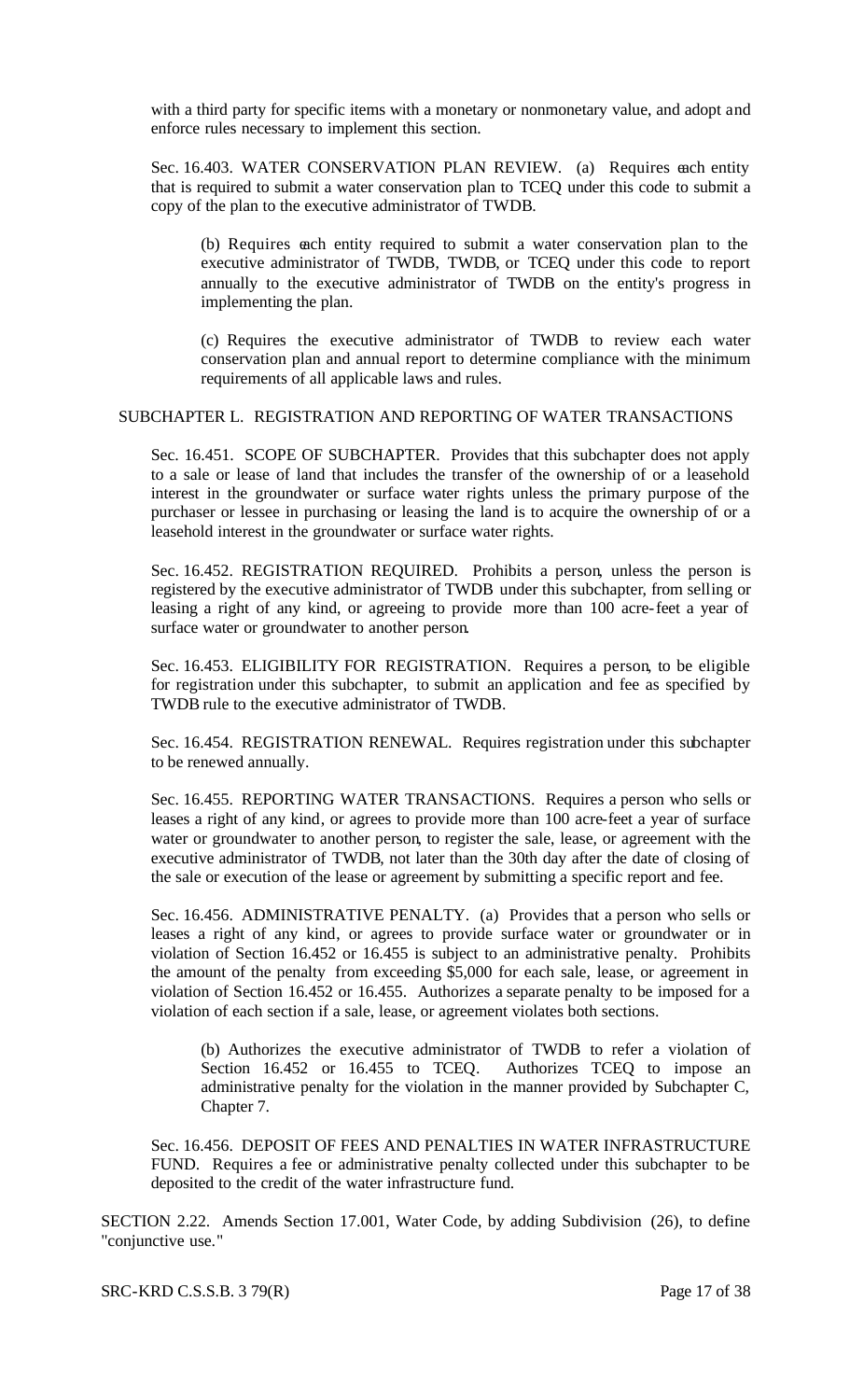with a third party for specific items with a monetary or nonmonetary value, and adopt and enforce rules necessary to implement this section.

Sec. 16.403. WATER CONSERVATION PLAN REVIEW. (a) Requires each entity that is required to submit a water conservation plan to TCEQ under this code to submit a copy of the plan to the executive administrator of TWDB.

(b) Requires each entity required to submit a water conservation plan to the executive administrator of TWDB, TWDB, or TCEQ under this code to report annually to the executive administrator of TWDB on the entity's progress in implementing the plan.

(c) Requires the executive administrator of TWDB to review each water conservation plan and annual report to determine compliance with the minimum requirements of all applicable laws and rules.

SUBCHAPTER L. REGISTRATION AND REPORTING OF WATER TRANSACTIONS

Sec. 16.451. SCOPE OF SUBCHAPTER. Provides that this subchapter does not apply to a sale or lease of land that includes the transfer of the ownership of or a leasehold interest in the groundwater or surface water rights unless the primary purpose of the purchaser or lessee in purchasing or leasing the land is to acquire the ownership of or a leasehold interest in the groundwater or surface water rights.

Sec. 16.452. REGISTRATION REQUIRED. Prohibits a person, unless the person is registered by the executive administrator of TWDB under this subchapter, from selling or leasing a right of any kind, or agreeing to provide more than 100 acre-feet a year of surface water or groundwater to another person.

Sec. 16.453. ELIGIBILITY FOR REGISTRATION. Requires a person, to be eligible for registration under this subchapter, to submit an application and fee as specified by TWDB rule to the executive administrator of TWDB.

Sec. 16.454. REGISTRATION RENEWAL. Requires registration under this subchapter to be renewed annually.

Sec. 16.455. REPORTING WATER TRANSACTIONS. Requires a person who sells or leases a right of any kind, or agrees to provide more than 100 acre-feet a year of surface water or groundwater to another person, to register the sale, lease, or agreement with the executive administrator of TWDB, not later than the 30th day after the date of closing of the sale or execution of the lease or agreement by submitting a specific report and fee.

Sec. 16.456. ADMINISTRATIVE PENALTY. (a) Provides that a person who sells or leases a right of any kind, or agrees to provide surface water or groundwater or in violation of Section 16.452 or 16.455 is subject to an administrative penalty. Prohibits the amount of the penalty from exceeding $5,000 for each sale, lease, or agreement in violation of Section 16.452 or 16.455. Authorizes a separate penalty to be imposed for a violation of each section if a sale, lease, or agreement violates both sections.

(b) Authorizes the executive administrator of TWDB to refer a violation of Section 16.452 or 16.455 to TCEQ. Authorizes TCEQ to impose an administrative penalty for the violation in the manner provided by Subchapter C, Chapter 7.

Sec. 16.456. DEPOSIT OF FEES AND PENALTIES IN WATER INFRASTRUCTURE FUND. Requires a fee or administrative penalty collected under this subchapter to be deposited to the credit of the water infrastructure fund.

SECTION 2.22. Amends Section 17.001, Water Code, by adding Subdivision (26), to define "conjunctive use."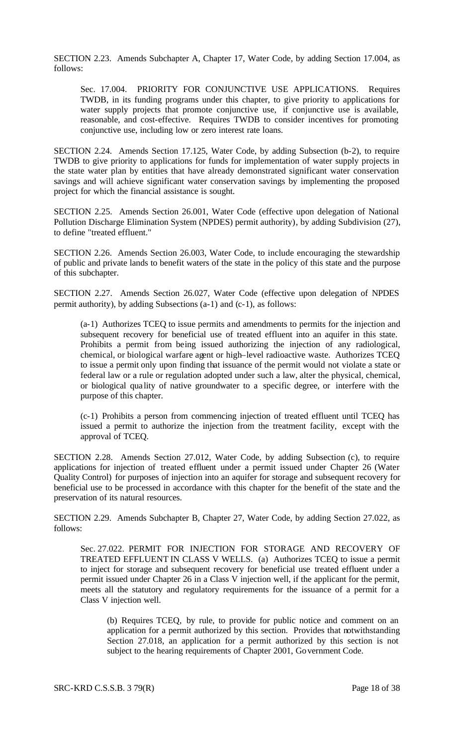SECTION 2.23. Amends Subchapter A, Chapter 17, Water Code, by adding Section 17.004, as follows:

> Sec. 17.004. PRIORITY FOR CONJUNCTIVE USE APPLICATIONS. Requires TWDB, in its funding programs under this chapter, to give priority to applications for water supply projects that promote conjunctive use, if conjunctive use is available, reasonable, and cost-effective. Requires TWDB to consider incentives for promoting conjunctive use, including low or zero interest rate loans.

SECTION 2.24. Amends Section 17.125, Water Code, by adding Subsection (b-2), to require TWDB to give priority to applications for funds for implementation of water supply projects in the state water plan by entities that have already demonstrated significant water conservation savings and will achieve significant water conservation savings by implementing the proposed project for which the financial assistance is sought.

SECTION 2.25. Amends Section 26.001, Water Code (effective upon delegation of National Pollution Discharge Elimination System (NPDES) permit authority), by adding Subdivision (27), to define "treated effluent."

SECTION 2.26. Amends Section 26.003, Water Code, to include encouraging the stewardship of public and private lands to benefit waters of the state in the policy of this state and the purpose of this subchapter.

SECTION 2.27. Amends Section 26.027, Water Code (effective upon delegation of NPDES permit authority), by adding Subsections (a-1) and (c-1), as follows:

> (a-1) Authorizes TCEQ to issue permits and amendments to permits for the injection and subsequent recovery for beneficial use of treated effluent into an aquifer in this state. Prohibits a permit from being issued authorizing the injection of any radiological, chemical, or biological warfare agent or high–level radioactive waste. Authorizes TCEQ to issue a permit only upon finding that issuance of the permit would not violate a state or federal law or a rule or regulation adopted under such a law, alter the physical, chemical, or biological quality of native groundwater to a specific degree, or interfere with the purpose of this chapter.
>
> (c-1) Prohibits a person from commencing injection of treated effluent until TCEQ has issued a permit to authorize the injection from the treatment facility, except with the approval of TCEQ.

SECTION 2.28. Amends Section 27.012, Water Code, by adding Subsection (c), to require applications for injection of treated effluent under a permit issued under Chapter 26 (Water Quality Control) for purposes of injection into an aquifer for storage and subsequent recovery for beneficial use to be processed in accordance with this chapter for the benefit of the state and the preservation of its natural resources.

SECTION 2.29. Amends Subchapter B, Chapter 27, Water Code, by adding Section 27.022, as follows:

> Sec. 27.022. PERMIT FOR INJECTION FOR STORAGE AND RECOVERY OF TREATED EFFLUENT IN CLASS V WELLS. (a) Authorizes TCEQ to issue a permit to inject for storage and subsequent recovery for beneficial use treated effluent under a permit issued under Chapter 26 in a Class V injection well, if the applicant for the permit, meets all the statutory and regulatory requirements for the issuance of a permit for a Class V injection well.
>
> > (b) Requires TCEQ, by rule, to provide for public notice and comment on an application for a permit authorized by this section. Provides that notwithstanding Section 27.018, an application for a permit authorized by this section is not subject to the hearing requirements of Chapter 2001, Government Code.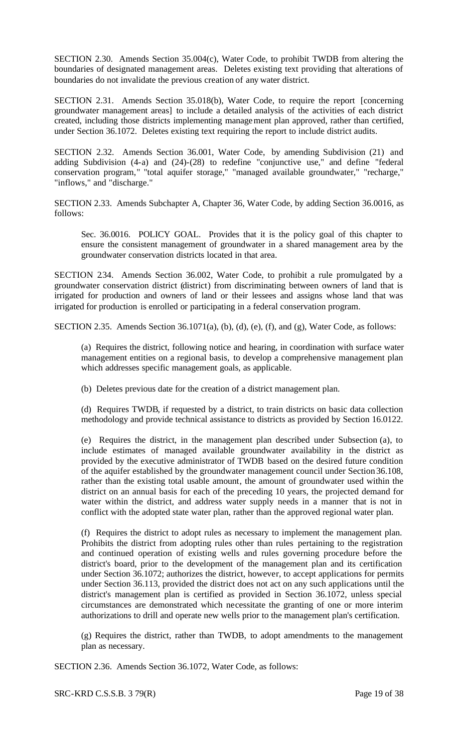SECTION 2.30. Amends Section 35.004(c), Water Code, to prohibit TWDB from altering the boundaries of designated management areas. Deletes existing text providing that alterations of boundaries do not invalidate the previous creation of any water district.

SECTION 2.31. Amends Section 35.018(b), Water Code, to require the report [concerning groundwater management areas] to include a detailed analysis of the activities of each district created, including those districts implementing management plan approved, rather than certified, under Section 36.1072. Deletes existing text requiring the report to include district audits.

SECTION 2.32. Amends Section 36.001, Water Code, by amending Subdivision (21) and adding Subdivision (4-a) and (24)-(28) to redefine "conjunctive use," and define "federal conservation program," "total aquifer storage," "managed available groundwater," "recharge," "inflows," and "discharge."

SECTION 2.33. Amends Subchapter A, Chapter 36, Water Code, by adding Section 36.0016, as follows:

> Sec. 36.0016. POLICY GOAL. Provides that it is the policy goal of this chapter to ensure the consistent management of groundwater in a shared management area by the groundwater conservation districts located in that area.

SECTION 2.34. Amends Section 36.002, Water Code, to prohibit a rule promulgated by a groundwater conservation district (district) from discriminating between owners of land that is irrigated for production and owners of land or their lessees and assigns whose land that was irrigated for production is enrolled or participating in a federal conservation program.

SECTION 2.35. Amends Section 36.1071(a), (b), (d), (e), (f), and (g), Water Code, as follows:

> (a) Requires the district, following notice and hearing, in coordination with surface water management entities on a regional basis, to develop a comprehensive management plan which addresses specific management goals, as applicable.
>
> (b) Deletes previous date for the creation of a district management plan.
>
> (d) Requires TWDB, if requested by a district, to train districts on basic data collection methodology and provide technical assistance to districts as provided by Section 16.0122.
>
> (e) Requires the district, in the management plan described under Subsection (a), to include estimates of managed available groundwater availability in the district as provided by the executive administrator of TWDB based on the desired future condition of the aquifer established by the groundwater management council under Section 36.108, rather than the existing total usable amount, the amount of groundwater used within the district on an annual basis for each of the preceding 10 years, the projected demand for water within the district, and address water supply needs in a manner that is not in conflict with the adopted state water plan, rather than the approved regional water plan.
>
> (f) Requires the district to adopt rules as necessary to implement the management plan. Prohibits the district from adopting rules other than rules pertaining to the registration and continued operation of existing wells and rules governing procedure before the district's board, prior to the development of the management plan and its certification under Section 36.1072; authorizes the district, however, to accept applications for permits under Section 36.113, provided the district does not act on any such applications until the district's management plan is certified as provided in Section 36.1072, unless special circumstances are demonstrated which necessitate the granting of one or more interim authorizations to drill and operate new wells prior to the management plan's certification.
>
> (g) Requires the district, rather than TWDB, to adopt amendments to the management plan as necessary.

SECTION 2.36. Amends Section 36.1072, Water Code, as follows: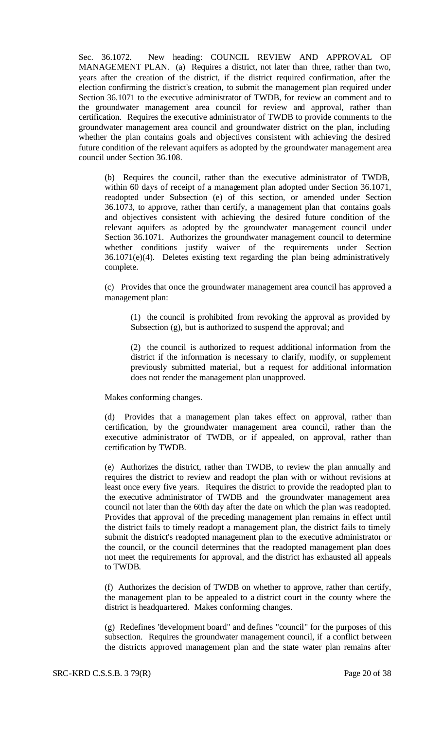Sec. 36.1072. New heading: COUNCIL REVIEW AND APPROVAL OF MANAGEMENT PLAN. (a) Requires a district, not later than three, rather than two, years after the creation of the district, if the district required confirmation, after the election confirming the district's creation, to submit the management plan required under Section 36.1071 to the executive administrator of TWDB, for review an comment and to the groundwater management area council for review and approval, rather than certification. Requires the executive administrator of TWDB to provide comments to the groundwater management area council and groundwater district on the plan, including whether the plan contains goals and objectives consistent with achieving the desired future condition of the relevant aquifers as adopted by the groundwater management area council under Section 36.108.

(b) Requires the council, rather than the executive administrator of TWDB, within 60 days of receipt of a management plan adopted under Section 36.1071, readopted under Subsection (e) of this section, or amended under Section 36.1073, to approve, rather than certify, a management plan that contains goals and objectives consistent with achieving the desired future condition of the relevant aquifers as adopted by the groundwater management council under Section 36.1071. Authorizes the groundwater management council to determine whether conditions justify waiver of the requirements under Section 36.1071(e)(4). Deletes existing text regarding the plan being administratively complete.

(c) Provides that once the groundwater management area council has approved a management plan:

(1) the council is prohibited from revoking the approval as provided by Subsection (g), but is authorized to suspend the approval; and

(2) the council is authorized to request additional information from the district if the information is necessary to clarify, modify, or supplement previously submitted material, but a request for additional information does not render the management plan unapproved.

Makes conforming changes.

(d) Provides that a management plan takes effect on approval, rather than certification, by the groundwater management area council, rather than the executive administrator of TWDB, or if appealed, on approval, rather than certification by TWDB.

(e) Authorizes the district, rather than TWDB, to review the plan annually and requires the district to review and readopt the plan with or without revisions at least once every five years. Requires the district to provide the readopted plan to the executive administrator of TWDB and the groundwater management area council not later than the 60th day after the date on which the plan was readopted. Provides that approval of the preceding management plan remains in effect until the district fails to timely readopt a management plan, the district fails to timely submit the district's readopted management plan to the executive administrator or the council, or the council determines that the readopted management plan does not meet the requirements for approval, and the district has exhausted all appeals to TWDB.

(f) Authorizes the decision of TWDB on whether to approve, rather than certify, the management plan to be appealed to a district court in the county where the district is headquartered. Makes conforming changes.

(g) Redefines "development board" and defines "council" for the purposes of this subsection. Requires the groundwater management council, if a conflict between the districts approved management plan and the state water plan remains after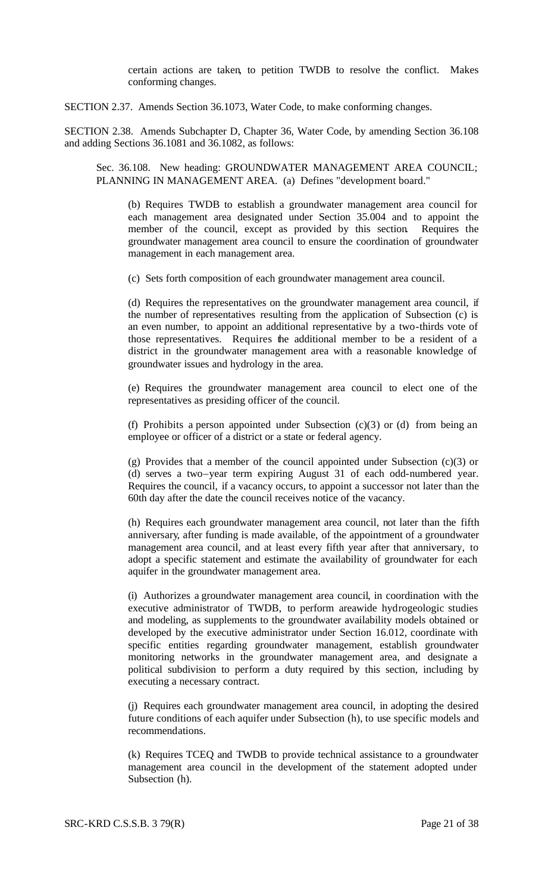certain actions are taken, to petition TWDB to resolve the conflict. Makes conforming changes.

SECTION 2.37. Amends Section 36.1073, Water Code, to make conforming changes.

SECTION 2.38. Amends Subchapter D, Chapter 36, Water Code, by amending Section 36.108 and adding Sections 36.1081 and 36.1082, as follows:

Sec. 36.108. New heading: GROUNDWATER MANAGEMENT AREA COUNCIL; PLANNING IN MANAGEMENT AREA. (a) Defines "development board."

(b) Requires TWDB to establish a groundwater management area council for each management area designated under Section 35.004 and to appoint the member of the council, except as provided by this section. Requires the groundwater management area council to ensure the coordination of groundwater management in each management area.

(c) Sets forth composition of each groundwater management area council.

(d) Requires the representatives on the groundwater management area council, if the number of representatives resulting from the application of Subsection (c) is an even number, to appoint an additional representative by a two-thirds vote of those representatives. Requires the additional member to be a resident of a district in the groundwater management area with a reasonable knowledge of groundwater issues and hydrology in the area.

(e) Requires the groundwater management area council to elect one of the representatives as presiding officer of the council.

(f) Prohibits a person appointed under Subsection (c)(3) or (d) from being an employee or officer of a district or a state or federal agency.

(g) Provides that a member of the council appointed under Subsection (c)(3) or (d) serves a two-year term expiring August 31 of each odd-numbered year. Requires the council, if a vacancy occurs, to appoint a successor not later than the 60th day after the date the council receives notice of the vacancy.

(h) Requires each groundwater management area council, not later than the fifth anniversary, after funding is made available, of the appointment of a groundwater management area council, and at least every fifth year after that anniversary, to adopt a specific statement and estimate the availability of groundwater for each aquifer in the groundwater management area.

(i) Authorizes a groundwater management area council, in coordination with the executive administrator of TWDB, to perform areawide hydrogeologic studies and modeling, as supplements to the groundwater availability models obtained or developed by the executive administrator under Section 16.012, coordinate with specific entities regarding groundwater management, establish groundwater monitoring networks in the groundwater management area, and designate a political subdivision to perform a duty required by this section, including by executing a necessary contract.

(j) Requires each groundwater management area council, in adopting the desired future conditions of each aquifer under Subsection (h), to use specific models and recommendations.

(k) Requires TCEQ and TWDB to provide technical assistance to a groundwater management area council in the development of the statement adopted under Subsection (h).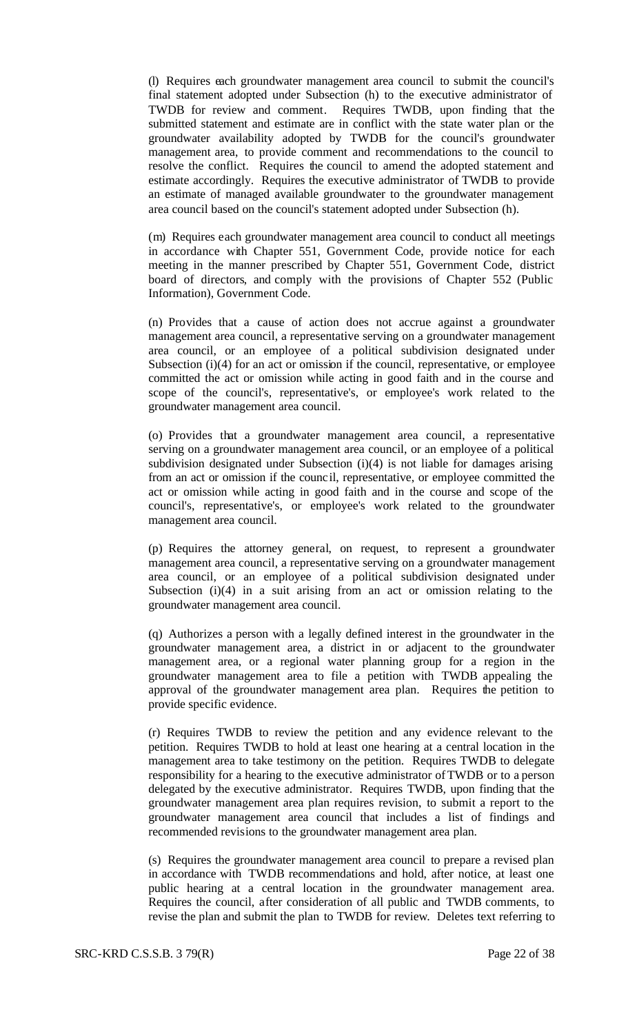(l) Requires each groundwater management area council to submit the council's final statement adopted under Subsection (h) to the executive administrator of TWDB for review and comment. Requires TWDB, upon finding that the submitted statement and estimate are in conflict with the state water plan or the groundwater availability adopted by TWDB for the council's groundwater management area, to provide comment and recommendations to the council to resolve the conflict. Requires the council to amend the adopted statement and estimate accordingly. Requires the executive administrator of TWDB to provide an estimate of managed available groundwater to the groundwater management area council based on the council's statement adopted under Subsection (h).

(m) Requires each groundwater management area council to conduct all meetings in accordance with Chapter 551, Government Code, provide notice for each meeting in the manner prescribed by Chapter 551, Government Code, district board of directors, and comply with the provisions of Chapter 552 (Public Information), Government Code.

(n) Provides that a cause of action does not accrue against a groundwater management area council, a representative serving on a groundwater management area council, or an employee of a political subdivision designated under Subsection (i)(4) for an act or omission if the council, representative, or employee committed the act or omission while acting in good faith and in the course and scope of the council's, representative's, or employee's work related to the groundwater management area council.

(o) Provides that a groundwater management area council, a representative serving on a groundwater management area council, or an employee of a political subdivision designated under Subsection (i)(4) is not liable for damages arising from an act or omission if the council, representative, or employee committed the act or omission while acting in good faith and in the course and scope of the council's, representative's, or employee's work related to the groundwater management area council.

(p) Requires the attorney general, on request, to represent a groundwater management area council, a representative serving on a groundwater management area council, or an employee of a political subdivision designated under Subsection (i)(4) in a suit arising from an act or omission relating to the groundwater management area council.

(q) Authorizes a person with a legally defined interest in the groundwater in the groundwater management area, a district in or adjacent to the groundwater management area, or a regional water planning group for a region in the groundwater management area to file a petition with TWDB appealing the approval of the groundwater management area plan. Requires the petition to provide specific evidence.

(r) Requires TWDB to review the petition and any evidence relevant to the petition. Requires TWDB to hold at least one hearing at a central location in the management area to take testimony on the petition. Requires TWDB to delegate responsibility for a hearing to the executive administrator of TWDB or to a person delegated by the executive administrator. Requires TWDB, upon finding that the groundwater management area plan requires revision, to submit a report to the groundwater management area council that includes a list of findings and recommended revisions to the groundwater management area plan.

(s) Requires the groundwater management area council to prepare a revised plan in accordance with TWDB recommendations and hold, after notice, at least one public hearing at a central location in the groundwater management area. Requires the council, after consideration of all public and TWDB comments, to revise the plan and submit the plan to TWDB for review. Deletes text referring to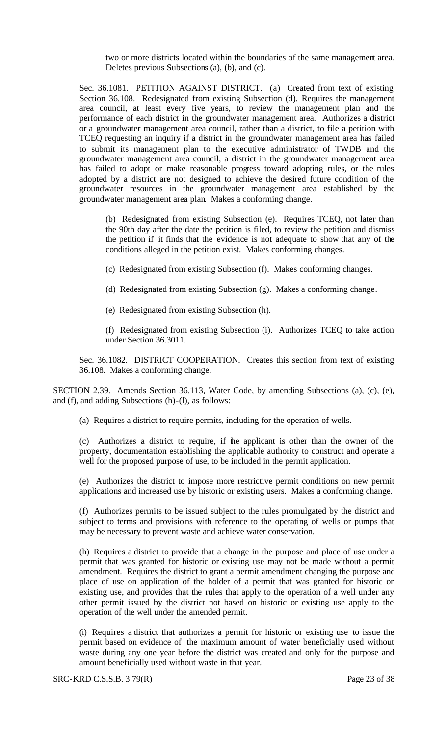two or more districts located within the boundaries of the same management area. Deletes previous Subsections (a), (b), and (c).

Sec. 36.1081. PETITION AGAINST DISTRICT. (a) Created from text of existing Section 36.108. Redesignated from existing Subsection (d). Requires the management area council, at least every five years, to review the management plan and the performance of each district in the groundwater management area. Authorizes a district or a groundwater management area council, rather than a district, to file a petition with TCEQ requesting an inquiry if a district in the groundwater management area has failed to submit its management plan to the executive administrator of TWDB and the groundwater management area council, a district in the groundwater management area has failed to adopt or make reasonable progress toward adopting rules, or the rules adopted by a district are not designed to achieve the desired future condition of the groundwater resources in the groundwater management area established by the groundwater management area plan. Makes a conforming change.

(b) Redesignated from existing Subsection (e). Requires TCEQ, not later than the 90th day after the date the petition is filed, to review the petition and dismiss the petition if it finds that the evidence is not adequate to show that any of the conditions alleged in the petition exist. Makes conforming changes.

(c) Redesignated from existing Subsection (f). Makes conforming changes.

(d) Redesignated from existing Subsection (g). Makes a conforming change.

(e) Redesignated from existing Subsection (h).

(f) Redesignated from existing Subsection (i). Authorizes TCEQ to take action under Section 36.3011.

Sec. 36.1082. DISTRICT COOPERATION. Creates this section from text of existing 36.108. Makes a conforming change.

SECTION 2.39. Amends Section 36.113, Water Code, by amending Subsections (a), (c), (e), and (f), and adding Subsections (h)-(l), as follows:

(a) Requires a district to require permits, including for the operation of wells.

(c) Authorizes a district to require, if the applicant is other than the owner of the property, documentation establishing the applicable authority to construct and operate a well for the proposed purpose of use, to be included in the permit application.

(e) Authorizes the district to impose more restrictive permit conditions on new permit applications and increased use by historic or existing users. Makes a conforming change.

(f) Authorizes permits to be issued subject to the rules promulgated by the district and subject to terms and provisions with reference to the operating of wells or pumps that may be necessary to prevent waste and achieve water conservation.

(h) Requires a district to provide that a change in the purpose and place of use under a permit that was granted for historic or existing use may not be made without a permit amendment. Requires the district to grant a permit amendment changing the purpose and place of use on application of the holder of a permit that was granted for historic or existing use, and provides that the rules that apply to the operation of a well under any other permit issued by the district not based on historic or existing use apply to the operation of the well under the amended permit.

(i) Requires a district that authorizes a permit for historic or existing use to issue the permit based on evidence of the maximum amount of water beneficially used without waste during any one year before the district was created and only for the purpose and amount beneficially used without waste in that year.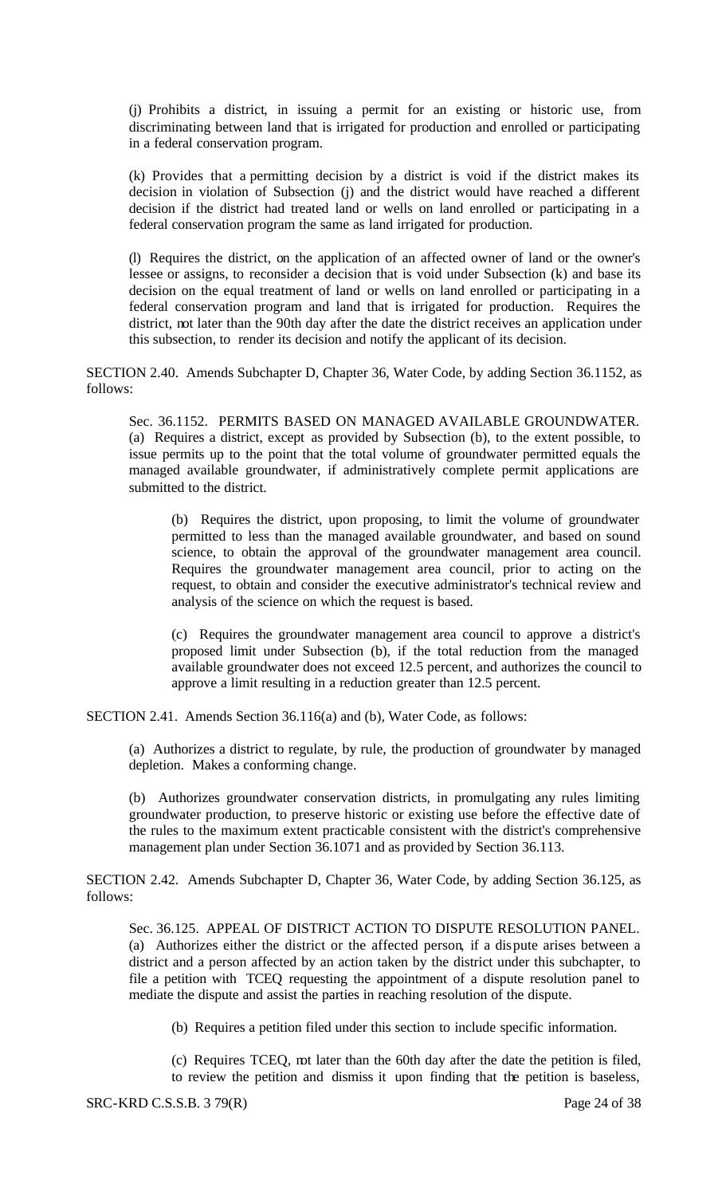(j) Prohibits a district, in issuing a permit for an existing or historic use, from discriminating between land that is irrigated for production and enrolled or participating in a federal conservation program.

(k) Provides that a permitting decision by a district is void if the district makes its decision in violation of Subsection (j) and the district would have reached a different decision if the district had treated land or wells on land enrolled or participating in a federal conservation program the same as land irrigated for production.

(l) Requires the district, on the application of an affected owner of land or the owner's lessee or assigns, to reconsider a decision that is void under Subsection (k) and base its decision on the equal treatment of land or wells on land enrolled or participating in a federal conservation program and land that is irrigated for production. Requires the district, not later than the 90th day after the date the district receives an application under this subsection, to render its decision and notify the applicant of its decision.

SECTION 2.40. Amends Subchapter D, Chapter 36, Water Code, by adding Section 36.1152, as follows:

Sec. 36.1152. PERMITS BASED ON MANAGED AVAILABLE GROUNDWATER. (a) Requires a district, except as provided by Subsection (b), to the extent possible, to issue permits up to the point that the total volume of groundwater permitted equals the managed available groundwater, if administratively complete permit applications are submitted to the district.

(b) Requires the district, upon proposing, to limit the volume of groundwater permitted to less than the managed available groundwater, and based on sound science, to obtain the approval of the groundwater management area council. Requires the groundwater management area council, prior to acting on the request, to obtain and consider the executive administrator's technical review and analysis of the science on which the request is based.

(c) Requires the groundwater management area council to approve a district's proposed limit under Subsection (b), if the total reduction from the managed available groundwater does not exceed 12.5 percent, and authorizes the council to approve a limit resulting in a reduction greater than 12.5 percent.

SECTION 2.41. Amends Section 36.116(a) and (b), Water Code, as follows:

(a) Authorizes a district to regulate, by rule, the production of groundwater by managed depletion. Makes a conforming change.

(b) Authorizes groundwater conservation districts, in promulgating any rules limiting groundwater production, to preserve historic or existing use before the effective date of the rules to the maximum extent practicable consistent with the district's comprehensive management plan under Section 36.1071 and as provided by Section 36.113.

SECTION 2.42. Amends Subchapter D, Chapter 36, Water Code, by adding Section 36.125, as follows:

Sec. 36.125. APPEAL OF DISTRICT ACTION TO DISPUTE RESOLUTION PANEL. (a) Authorizes either the district or the affected person, if a dispute arises between a district and a person affected by an action taken by the district under this subchapter, to file a petition with TCEQ requesting the appointment of a dispute resolution panel to mediate the dispute and assist the parties in reaching resolution of the dispute.

(b) Requires a petition filed under this section to include specific information.

(c) Requires TCEQ, not later than the 60th day after the date the petition is filed, to review the petition and dismiss it upon finding that the petition is baseless,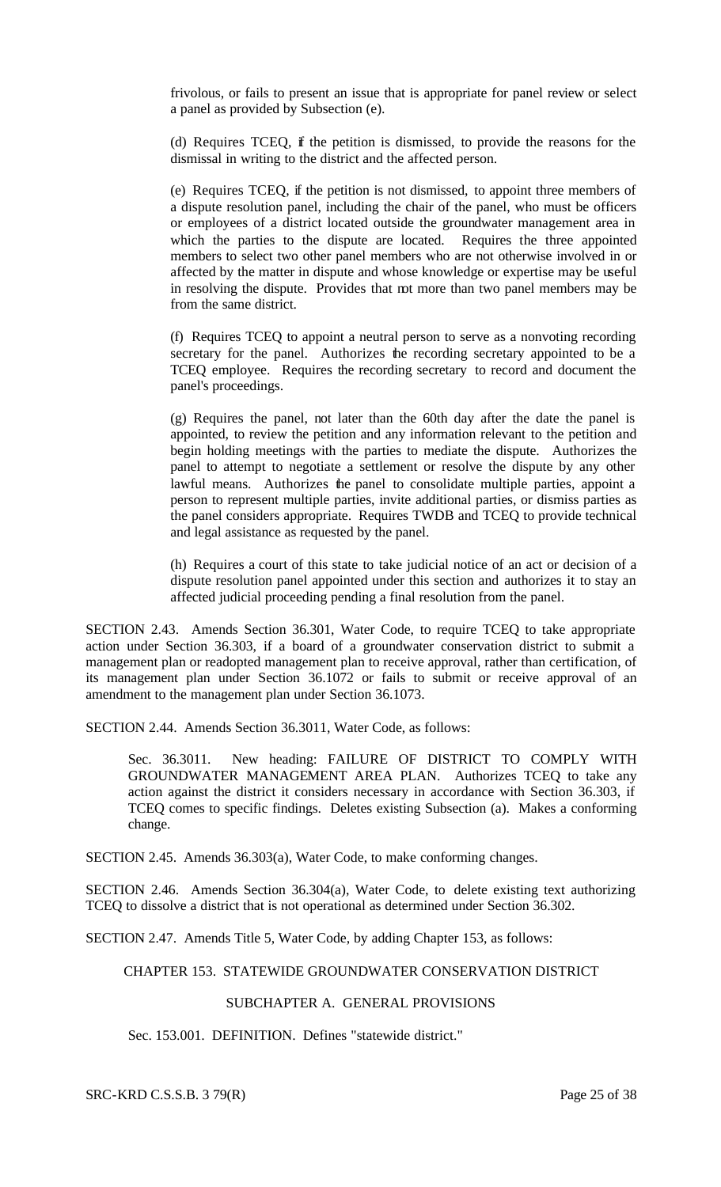frivolous, or fails to present an issue that is appropriate for panel review or select a panel as provided by Subsection (e).

(d) Requires TCEQ, if the petition is dismissed, to provide the reasons for the dismissal in writing to the district and the affected person.

(e) Requires TCEQ, if the petition is not dismissed, to appoint three members of a dispute resolution panel, including the chair of the panel, who must be officers or employees of a district located outside the groundwater management area in which the parties to the dispute are located. Requires the three appointed members to select two other panel members who are not otherwise involved in or affected by the matter in dispute and whose knowledge or expertise may be useful in resolving the dispute. Provides that not more than two panel members may be from the same district.

(f) Requires TCEQ to appoint a neutral person to serve as a nonvoting recording secretary for the panel. Authorizes the recording secretary appointed to be a TCEQ employee. Requires the recording secretary to record and document the panel's proceedings.

(g) Requires the panel, not later than the 60th day after the date the panel is appointed, to review the petition and any information relevant to the petition and begin holding meetings with the parties to mediate the dispute. Authorizes the panel to attempt to negotiate a settlement or resolve the dispute by any other lawful means. Authorizes the panel to consolidate multiple parties, appoint a person to represent multiple parties, invite additional parties, or dismiss parties as the panel considers appropriate. Requires TWDB and TCEQ to provide technical and legal assistance as requested by the panel.

(h) Requires a court of this state to take judicial notice of an act or decision of a dispute resolution panel appointed under this section and authorizes it to stay an affected judicial proceeding pending a final resolution from the panel.

SECTION 2.43. Amends Section 36.301, Water Code, to require TCEQ to take appropriate action under Section 36.303, if a board of a groundwater conservation district to submit a management plan or readopted management plan to receive approval, rather than certification, of its management plan under Section 36.1072 or fails to submit or receive approval of an amendment to the management plan under Section 36.1073.

SECTION 2.44. Amends Section 36.3011, Water Code, as follows:

Sec. 36.3011. New heading: FAILURE OF DISTRICT TO COMPLY WITH GROUNDWATER MANAGEMENT AREA PLAN. Authorizes TCEQ to take any action against the district it considers necessary in accordance with Section 36.303, if TCEQ comes to specific findings. Deletes existing Subsection (a). Makes a conforming change.

SECTION 2.45. Amends 36.303(a), Water Code, to make conforming changes.

SECTION 2.46. Amends Section 36.304(a), Water Code, to delete existing text authorizing TCEQ to dissolve a district that is not operational as determined under Section 36.302.

SECTION 2.47. Amends Title 5, Water Code, by adding Chapter 153, as follows:

CHAPTER 153. STATEWIDE GROUNDWATER CONSERVATION DISTRICT

SUBCHAPTER A. GENERAL PROVISIONS

Sec. 153.001. DEFINITION. Defines "statewide district."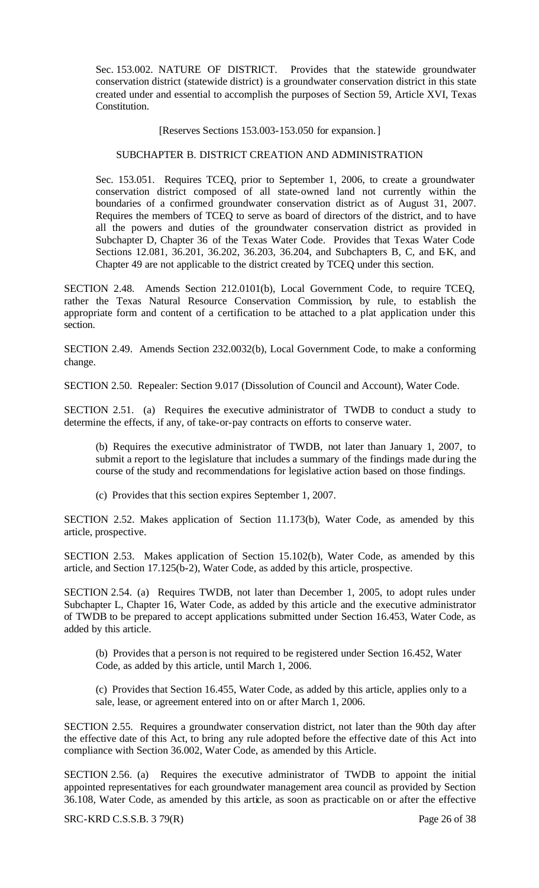Sec. 153.002. NATURE OF DISTRICT. Provides that the statewide groundwater conservation district (statewide district) is a groundwater conservation district in this state created under and essential to accomplish the purposes of Section 59, Article XVI, Texas Constitution.

[Reserves Sections 153.003-153.050 for expansion.]

SUBCHAPTER B. DISTRICT CREATION AND ADMINISTRATION

Sec. 153.051. Requires TCEQ, prior to September 1, 2006, to create a groundwater conservation district composed of all state-owned land not currently within the boundaries of a confirmed groundwater conservation district as of August 31, 2007. Requires the members of TCEQ to serve as board of directors of the district, and to have all the powers and duties of the groundwater conservation district as provided in Subchapter D, Chapter 36 of the Texas Water Code. Provides that Texas Water Code Sections 12.081, 36.201, 36.202, 36.203, 36.204, and Subchapters B, C, and E-K, and Chapter 49 are not applicable to the district created by TCEQ under this section.

SECTION 2.48. Amends Section 212.0101(b), Local Government Code, to require TCEQ, rather the Texas Natural Resource Conservation Commission, by rule, to establish the appropriate form and content of a certification to be attached to a plat application under this section.

SECTION 2.49. Amends Section 232.0032(b), Local Government Code, to make a conforming change.

SECTION 2.50. Repealer: Section 9.017 (Dissolution of Council and Account), Water Code.

SECTION 2.51. (a) Requires the executive administrator of TWDB to conduct a study to determine the effects, if any, of take-or-pay contracts on efforts to conserve water.

(b) Requires the executive administrator of TWDB, not later than January 1, 2007, to submit a report to the legislature that includes a summary of the findings made during the course of the study and recommendations for legislative action based on those findings.

(c) Provides that this section expires September 1, 2007.

SECTION 2.52. Makes application of Section 11.173(b), Water Code, as amended by this article, prospective.

SECTION 2.53. Makes application of Section 15.102(b), Water Code, as amended by this article, and Section 17.125(b-2), Water Code, as added by this article, prospective.

SECTION 2.54. (a) Requires TWDB, not later than December 1, 2005, to adopt rules under Subchapter L, Chapter 16, Water Code, as added by this article and the executive administrator of TWDB to be prepared to accept applications submitted under Section 16.453, Water Code, as added by this article.

(b) Provides that a person is not required to be registered under Section 16.452, Water Code, as added by this article, until March 1, 2006.

(c) Provides that Section 16.455, Water Code, as added by this article, applies only to a sale, lease, or agreement entered into on or after March 1, 2006.

SECTION 2.55. Requires a groundwater conservation district, not later than the 90th day after the effective date of this Act, to bring any rule adopted before the effective date of this Act into compliance with Section 36.002, Water Code, as amended by this Article.

SECTION 2.56. (a) Requires the executive administrator of TWDB to appoint the initial appointed representatives for each groundwater management area council as provided by Section 36.108, Water Code, as amended by this article, as soon as practicable on or after the effective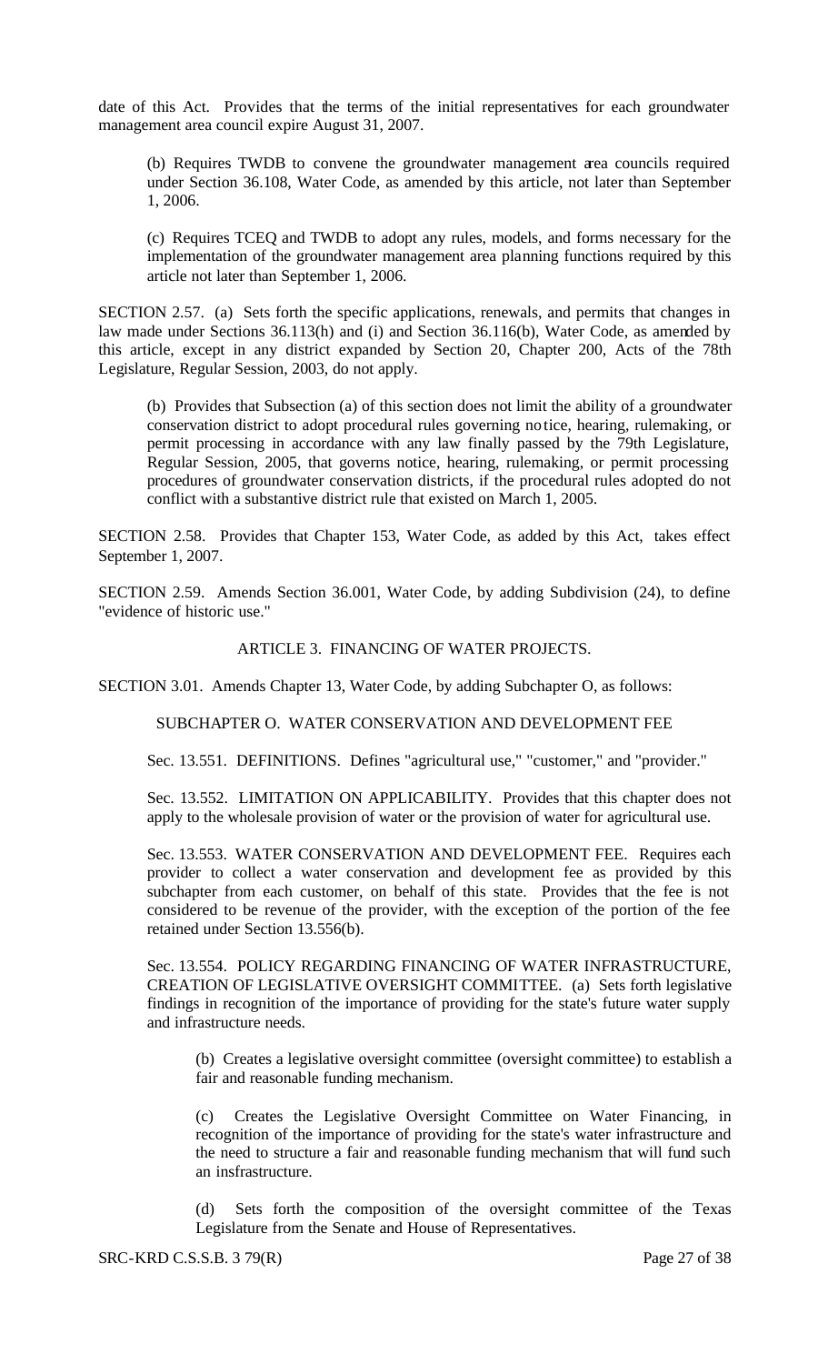date of this Act. Provides that the terms of the initial representatives for each groundwater management area council expire August 31, 2007.

(b) Requires TWDB to convene the groundwater management area councils required under Section 36.108, Water Code, as amended by this article, not later than September 1, 2006.

(c) Requires TCEQ and TWDB to adopt any rules, models, and forms necessary for the implementation of the groundwater management area planning functions required by this article not later than September 1, 2006.

SECTION 2.57. (a) Sets forth the specific applications, renewals, and permits that changes in law made under Sections 36.113(h) and (i) and Section 36.116(b), Water Code, as amended by this article, except in any district expanded by Section 20, Chapter 200, Acts of the 78th Legislature, Regular Session, 2003, do not apply.

(b) Provides that Subsection (a) of this section does not limit the ability of a groundwater conservation district to adopt procedural rules governing notice, hearing, rulemaking, or permit processing in accordance with any law finally passed by the 79th Legislature, Regular Session, 2005, that governs notice, hearing, rulemaking, or permit processing procedures of groundwater conservation districts, if the procedural rules adopted do not conflict with a substantive district rule that existed on March 1, 2005.

SECTION 2.58. Provides that Chapter 153, Water Code, as added by this Act, takes effect September 1, 2007.

SECTION 2.59. Amends Section 36.001, Water Code, by adding Subdivision (24), to define "evidence of historic use."

ARTICLE 3. FINANCING OF WATER PROJECTS.

SECTION 3.01. Amends Chapter 13, Water Code, by adding Subchapter O, as follows:

SUBCHAPTER O. WATER CONSERVATION AND DEVELOPMENT FEE

Sec. 13.551. DEFINITIONS. Defines "agricultural use," "customer," and "provider."

Sec. 13.552. LIMITATION ON APPLICABILITY. Provides that this chapter does not apply to the wholesale provision of water or the provision of water for agricultural use.

Sec. 13.553. WATER CONSERVATION AND DEVELOPMENT FEE. Requires each provider to collect a water conservation and development fee as provided by this subchapter from each customer, on behalf of this state. Provides that the fee is not considered to be revenue of the provider, with the exception of the portion of the fee retained under Section 13.556(b).

Sec. 13.554. POLICY REGARDING FINANCING OF WATER INFRASTRUCTURE, CREATION OF LEGISLATIVE OVERSIGHT COMMITTEE. (a) Sets forth legislative findings in recognition of the importance of providing for the state's future water supply and infrastructure needs.

(b) Creates a legislative oversight committee (oversight committee) to establish a fair and reasonable funding mechanism.

(c) Creates the Legislative Oversight Committee on Water Financing, in recognition of the importance of providing for the state's water infrastructure and the need to structure a fair and reasonable funding mechanism that will fund such an insfrastructure.

(d) Sets forth the composition of the oversight committee of the Texas Legislature from the Senate and House of Representatives.

SRC-KRD C.S.S.B. 3 79(R)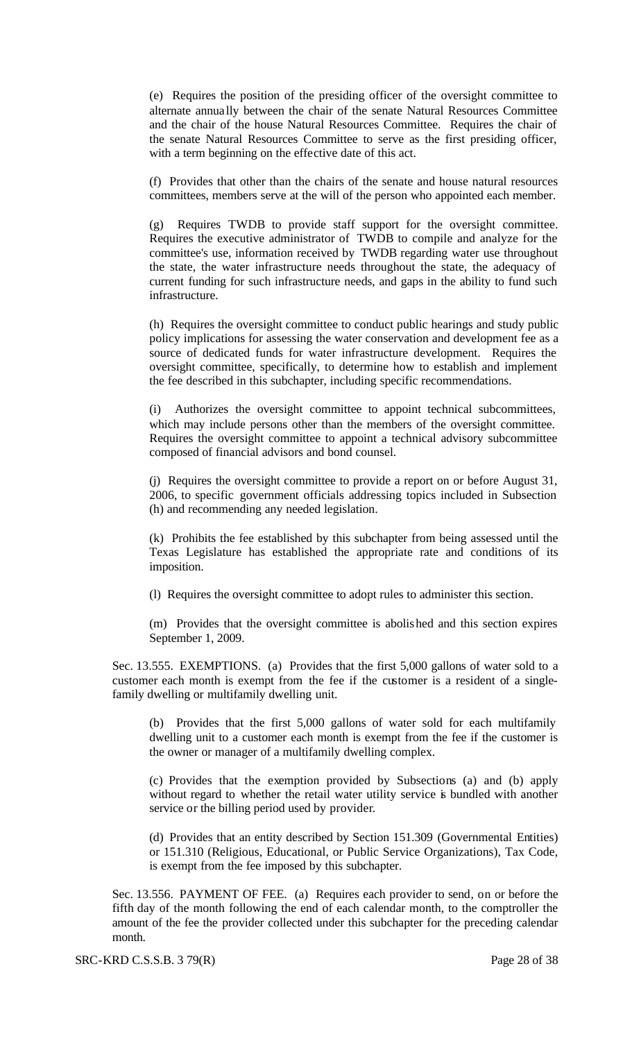(e) Requires the position of the presiding officer of the oversight committee to alternate annually between the chair of the senate Natural Resources Committee and the chair of the house Natural Resources Committee. Requires the chair of the senate Natural Resources Committee to serve as the first presiding officer, with a term beginning on the effective date of this act.

(f) Provides that other than the chairs of the senate and house natural resources committees, members serve at the will of the person who appointed each member.

(g) Requires TWDB to provide staff support for the oversight committee. Requires the executive administrator of TWDB to compile and analyze for the committee's use, information received by TWDB regarding water use throughout the state, the water infrastructure needs throughout the state, the adequacy of current funding for such infrastructure needs, and gaps in the ability to fund such infrastructure.

(h) Requires the oversight committee to conduct public hearings and study public policy implications for assessing the water conservation and development fee as a source of dedicated funds for water infrastructure development. Requires the oversight committee, specifically, to determine how to establish and implement the fee described in this subchapter, including specific recommendations.

(i) Authorizes the oversight committee to appoint technical subcommittees, which may include persons other than the members of the oversight committee. Requires the oversight committee to appoint a technical advisory subcommittee composed of financial advisors and bond counsel.

(j) Requires the oversight committee to provide a report on or before August 31, 2006, to specific government officials addressing topics included in Subsection (h) and recommending any needed legislation.

(k) Prohibits the fee established by this subchapter from being assessed until the Texas Legislature has established the appropriate rate and conditions of its imposition.

(l) Requires the oversight committee to adopt rules to administer this section.

(m) Provides that the oversight committee is abolished and this section expires September 1, 2009.

Sec. 13.555. EXEMPTIONS. (a) Provides that the first 5,000 gallons of water sold to a customer each month is exempt from the fee if the customer is a resident of a single-family dwelling or multifamily dwelling unit.

(b) Provides that the first 5,000 gallons of water sold for each multifamily dwelling unit to a customer each month is exempt from the fee if the customer is the owner or manager of a multifamily dwelling complex.

(c) Provides that the exemption provided by Subsections (a) and (b) apply without regard to whether the retail water utility service is bundled with another service or the billing period used by provider.

(d) Provides that an entity described by Section 151.309 (Governmental Entities) or 151.310 (Religious, Educational, or Public Service Organizations), Tax Code, is exempt from the fee imposed by this subchapter.

Sec. 13.556. PAYMENT OF FEE. (a) Requires each provider to send, on or before the fifth day of the month following the end of each calendar month, to the comptroller the amount of the fee the provider collected under this subchapter for the preceding calendar month.

SRC-KRD C.S.S.B. 3 79(R)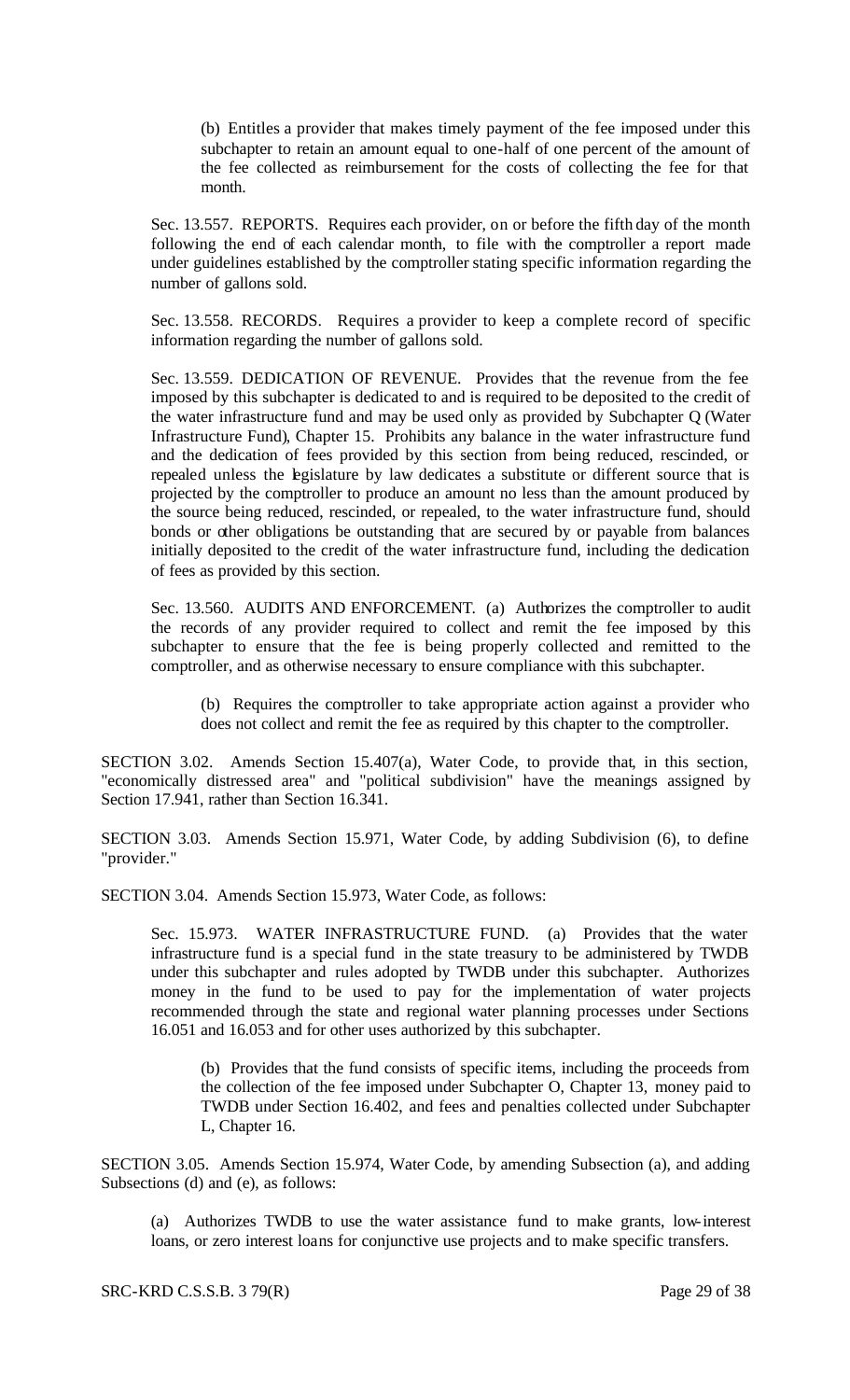(b) Entitles a provider that makes timely payment of the fee imposed under this subchapter to retain an amount equal to one-half of one percent of the amount of the fee collected as reimbursement for the costs of collecting the fee for that month.

Sec. 13.557. REPORTS. Requires each provider, on or before the fifth day of the month following the end of each calendar month, to file with the comptroller a report made under guidelines established by the comptroller stating specific information regarding the number of gallons sold.

Sec. 13.558. RECORDS. Requires a provider to keep a complete record of specific information regarding the number of gallons sold.

Sec. 13.559. DEDICATION OF REVENUE. Provides that the revenue from the fee imposed by this subchapter is dedicated to and is required to be deposited to the credit of the water infrastructure fund and may be used only as provided by Subchapter Q (Water Infrastructure Fund), Chapter 15. Prohibits any balance in the water infrastructure fund and the dedication of fees provided by this section from being reduced, rescinded, or repealed unless the legislature by law dedicates a substitute or different source that is projected by the comptroller to produce an amount no less than the amount produced by the source being reduced, rescinded, or repealed, to the water infrastructure fund, should bonds or other obligations be outstanding that are secured by or payable from balances initially deposited to the credit of the water infrastructure fund, including the dedication of fees as provided by this section.

Sec. 13.560. AUDITS AND ENFORCEMENT. (a) Authorizes the comptroller to audit the records of any provider required to collect and remit the fee imposed by this subchapter to ensure that the fee is being properly collected and remitted to the comptroller, and as otherwise necessary to ensure compliance with this subchapter.

(b) Requires the comptroller to take appropriate action against a provider who does not collect and remit the fee as required by this chapter to the comptroller.

SECTION 3.02. Amends Section 15.407(a), Water Code, to provide that, in this section, "economically distressed area" and "political subdivision" have the meanings assigned by Section 17.941, rather than Section 16.341.

SECTION 3.03. Amends Section 15.971, Water Code, by adding Subdivision (6), to define "provider."

SECTION 3.04. Amends Section 15.973, Water Code, as follows:

Sec. 15.973. WATER INFRASTRUCTURE FUND. (a) Provides that the water infrastructure fund is a special fund in the state treasury to be administered by TWDB under this subchapter and rules adopted by TWDB under this subchapter. Authorizes money in the fund to be used to pay for the implementation of water projects recommended through the state and regional water planning processes under Sections 16.051 and 16.053 and for other uses authorized by this subchapter.

(b) Provides that the fund consists of specific items, including the proceeds from the collection of the fee imposed under Subchapter O, Chapter 13, money paid to TWDB under Section 16.402, and fees and penalties collected under Subchapter L, Chapter 16.

SECTION 3.05. Amends Section 15.974, Water Code, by amending Subsection (a), and adding Subsections (d) and (e), as follows:

(a) Authorizes TWDB to use the water assistance fund to make grants, low-interest loans, or zero interest loans for conjunctive use projects and to make specific transfers.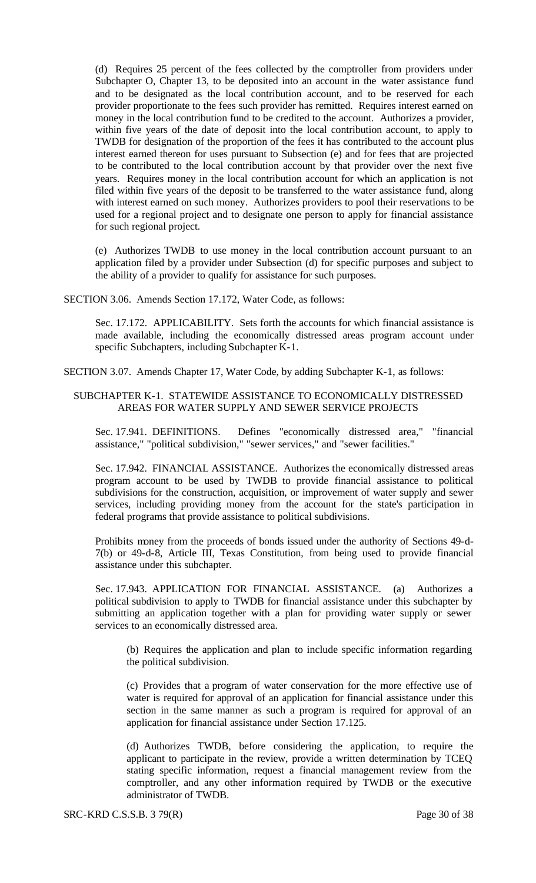(d) Requires 25 percent of the fees collected by the comptroller from providers under Subchapter O, Chapter 13, to be deposited into an account in the water assistance fund and to be designated as the local contribution account, and to be reserved for each provider proportionate to the fees such provider has remitted. Requires interest earned on money in the local contribution fund to be credited to the account. Authorizes a provider, within five years of the date of deposit into the local contribution account, to apply to TWDB for designation of the proportion of the fees it has contributed to the account plus interest earned thereon for uses pursuant to Subsection (e) and for fees that are projected to be contributed to the local contribution account by that provider over the next five years. Requires money in the local contribution account for which an application is not filed within five years of the deposit to be transferred to the water assistance fund, along with interest earned on such money. Authorizes providers to pool their reservations to be used for a regional project and to designate one person to apply for financial assistance for such regional project.

(e) Authorizes TWDB to use money in the local contribution account pursuant to an application filed by a provider under Subsection (d) for specific purposes and subject to the ability of a provider to qualify for assistance for such purposes.

SECTION 3.06. Amends Section 17.172, Water Code, as follows:

Sec. 17.172. APPLICABILITY. Sets forth the accounts for which financial assistance is made available, including the economically distressed areas program account under specific Subchapters, including Subchapter K-1.

SECTION 3.07. Amends Chapter 17, Water Code, by adding Subchapter K-1, as follows:

SUBCHAPTER K-1. STATEWIDE ASSISTANCE TO ECONOMICALLY DISTRESSED AREAS FOR WATER SUPPLY AND SEWER SERVICE PROJECTS

Sec. 17.941. DEFINITIONS. Defines "economically distressed area," "financial assistance," "political subdivision," "sewer services," and "sewer facilities."

Sec. 17.942. FINANCIAL ASSISTANCE. Authorizes the economically distressed areas program account to be used by TWDB to provide financial assistance to political subdivisions for the construction, acquisition, or improvement of water supply and sewer services, including providing money from the account for the state's participation in federal programs that provide assistance to political subdivisions.

Prohibits money from the proceeds of bonds issued under the authority of Sections 49-d-7(b) or 49-d-8, Article III, Texas Constitution, from being used to provide financial assistance under this subchapter.

Sec. 17.943. APPLICATION FOR FINANCIAL ASSISTANCE. (a) Authorizes a political subdivision to apply to TWDB for financial assistance under this subchapter by submitting an application together with a plan for providing water supply or sewer services to an economically distressed area.

(b) Requires the application and plan to include specific information regarding the political subdivision.

(c) Provides that a program of water conservation for the more effective use of water is required for approval of an application for financial assistance under this section in the same manner as such a program is required for approval of an application for financial assistance under Section 17.125.

(d) Authorizes TWDB, before considering the application, to require the applicant to participate in the review, provide a written determination by TCEQ stating specific information, request a financial management review from the comptroller, and any other information required by TWDB or the executive administrator of TWDB.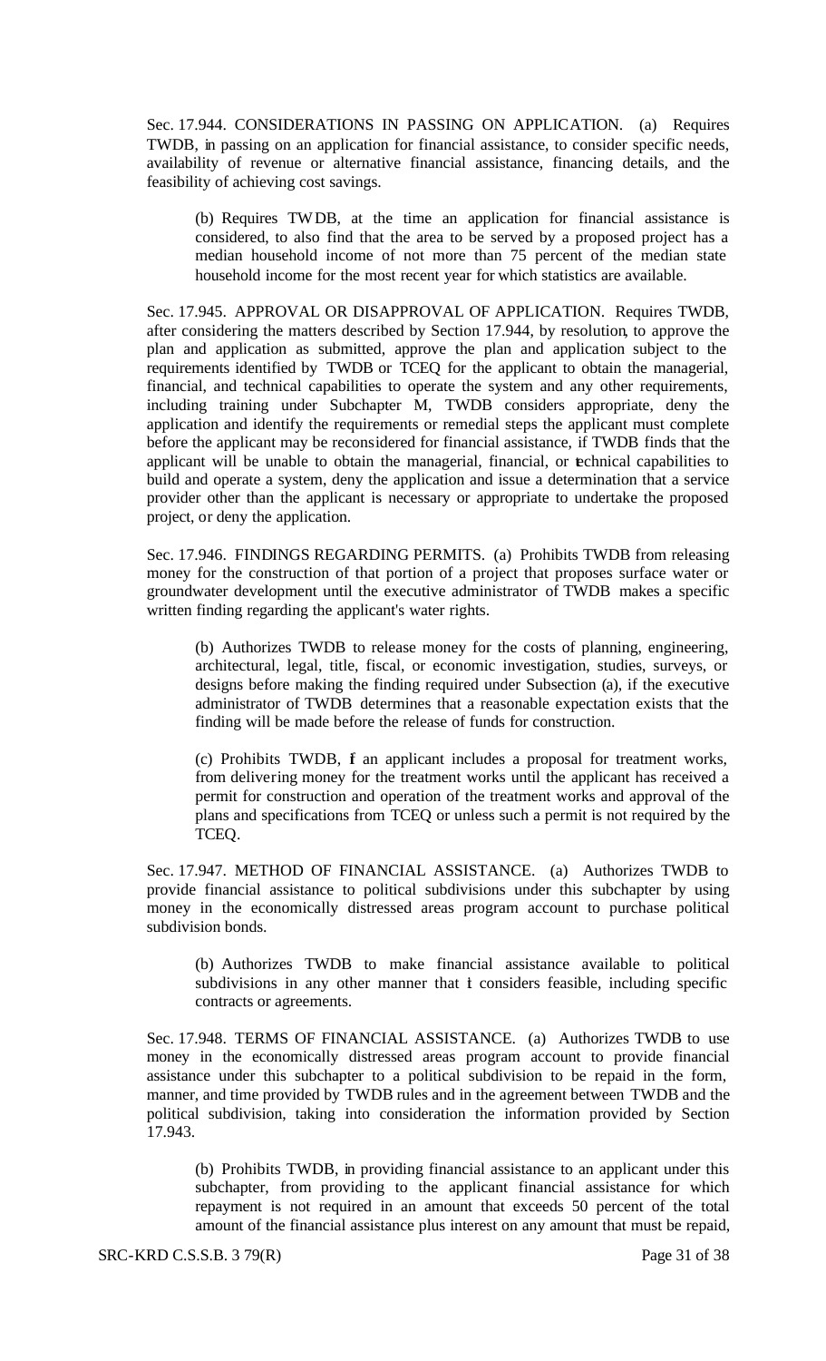Sec. 17.944. CONSIDERATIONS IN PASSING ON APPLICATION. (a) Requires TWDB, in passing on an application for financial assistance, to consider specific needs, availability of revenue or alternative financial assistance, financing details, and the feasibility of achieving cost savings.

(b) Requires TWDB, at the time an application for financial assistance is considered, to also find that the area to be served by a proposed project has a median household income of not more than 75 percent of the median state household income for the most recent year for which statistics are available.

Sec. 17.945. APPROVAL OR DISAPPROVAL OF APPLICATION. Requires TWDB, after considering the matters described by Section 17.944, by resolution, to approve the plan and application as submitted, approve the plan and application subject to the requirements identified by TWDB or TCEQ for the applicant to obtain the managerial, financial, and technical capabilities to operate the system and any other requirements, including training under Subchapter M, TWDB considers appropriate, deny the application and identify the requirements or remedial steps the applicant must complete before the applicant may be reconsidered for financial assistance, if TWDB finds that the applicant will be unable to obtain the managerial, financial, or technical capabilities to build and operate a system, deny the application and issue a determination that a service provider other than the applicant is necessary or appropriate to undertake the proposed project, or deny the application.

Sec. 17.946. FINDINGS REGARDING PERMITS. (a) Prohibits TWDB from releasing money for the construction of that portion of a project that proposes surface water or groundwater development until the executive administrator of TWDB makes a specific written finding regarding the applicant's water rights.

(b) Authorizes TWDB to release money for the costs of planning, engineering, architectural, legal, title, fiscal, or economic investigation, studies, surveys, or designs before making the finding required under Subsection (a), if the executive administrator of TWDB determines that a reasonable expectation exists that the finding will be made before the release of funds for construction.

(c) Prohibits TWDB, if an applicant includes a proposal for treatment works, from delivering money for the treatment works until the applicant has received a permit for construction and operation of the treatment works and approval of the plans and specifications from TCEQ or unless such a permit is not required by the TCEQ.

Sec. 17.947. METHOD OF FINANCIAL ASSISTANCE. (a) Authorizes TWDB to provide financial assistance to political subdivisions under this subchapter by using money in the economically distressed areas program account to purchase political subdivision bonds.

(b) Authorizes TWDB to make financial assistance available to political subdivisions in any other manner that it considers feasible, including specific contracts or agreements.

Sec. 17.948. TERMS OF FINANCIAL ASSISTANCE. (a) Authorizes TWDB to use money in the economically distressed areas program account to provide financial assistance under this subchapter to a political subdivision to be repaid in the form, manner, and time provided by TWDB rules and in the agreement between TWDB and the political subdivision, taking into consideration the information provided by Section 17.943.

(b) Prohibits TWDB, in providing financial assistance to an applicant under this subchapter, from providing to the applicant financial assistance for which repayment is not required in an amount that exceeds 50 percent of the total amount of the financial assistance plus interest on any amount that must be repaid,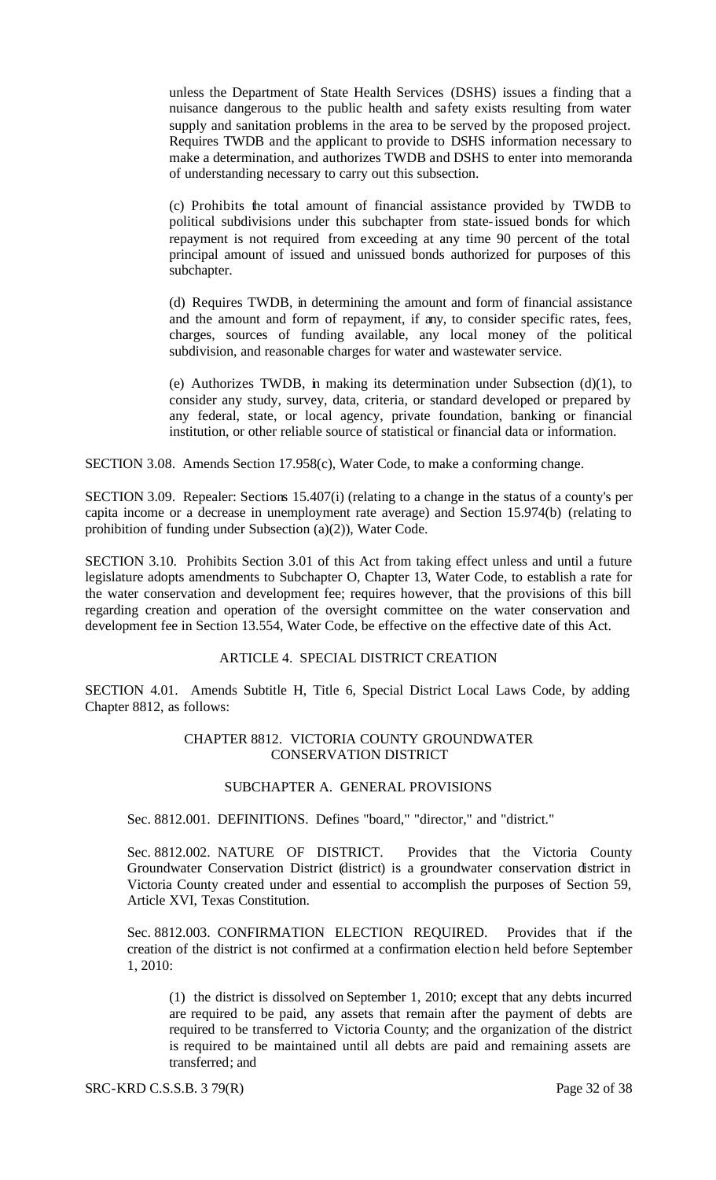unless the Department of State Health Services (DSHS) issues a finding that a nuisance dangerous to the public health and safety exists resulting from water supply and sanitation problems in the area to be served by the proposed project. Requires TWDB and the applicant to provide to DSHS information necessary to make a determination, and authorizes TWDB and DSHS to enter into memoranda of understanding necessary to carry out this subsection.

(c) Prohibits the total amount of financial assistance provided by TWDB to political subdivisions under this subchapter from state-issued bonds for which repayment is not required from exceeding at any time 90 percent of the total principal amount of issued and unissued bonds authorized for purposes of this subchapter.

(d) Requires TWDB, in determining the amount and form of financial assistance and the amount and form of repayment, if any, to consider specific rates, fees, charges, sources of funding available, any local money of the political subdivision, and reasonable charges for water and wastewater service.

(e) Authorizes TWDB, in making its determination under Subsection (d)(1), to consider any study, survey, data, criteria, or standard developed or prepared by any federal, state, or local agency, private foundation, banking or financial institution, or other reliable source of statistical or financial data or information.

SECTION 3.08. Amends Section 17.958(c), Water Code, to make a conforming change.

SECTION 3.09. Repealer: Sections 15.407(i) (relating to a change in the status of a county's per capita income or a decrease in unemployment rate average) and Section 15.974(b) (relating to prohibition of funding under Subsection (a)(2)), Water Code.

SECTION 3.10. Prohibits Section 3.01 of this Act from taking effect unless and until a future legislature adopts amendments to Subchapter O, Chapter 13, Water Code, to establish a rate for the water conservation and development fee; requires however, that the provisions of this bill regarding creation and operation of the oversight committee on the water conservation and development fee in Section 13.554, Water Code, be effective on the effective date of this Act.

## ARTICLE 4. SPECIAL DISTRICT CREATION

SECTION 4.01. Amends Subtitle H, Title 6, Special District Local Laws Code, by adding Chapter 8812, as follows:

### CHAPTER 8812. VICTORIA COUNTY GROUNDWATER CONSERVATION DISTRICT

### SUBCHAPTER A. GENERAL PROVISIONS

Sec. 8812.001. DEFINITIONS. Defines "board," "director," and "district."

Sec. 8812.002. NATURE OF DISTRICT. Provides that the Victoria County Groundwater Conservation District (district) is a groundwater conservation district in Victoria County created under and essential to accomplish the purposes of Section 59, Article XVI, Texas Constitution.

Sec. 8812.003. CONFIRMATION ELECTION REQUIRED. Provides that if the creation of the district is not confirmed at a confirmation election held before September 1, 2010:

(1) the district is dissolved on September 1, 2010; except that any debts incurred are required to be paid, any assets that remain after the payment of debts are required to be transferred to Victoria County; and the organization of the district is required to be maintained until all debts are paid and remaining assets are transferred; and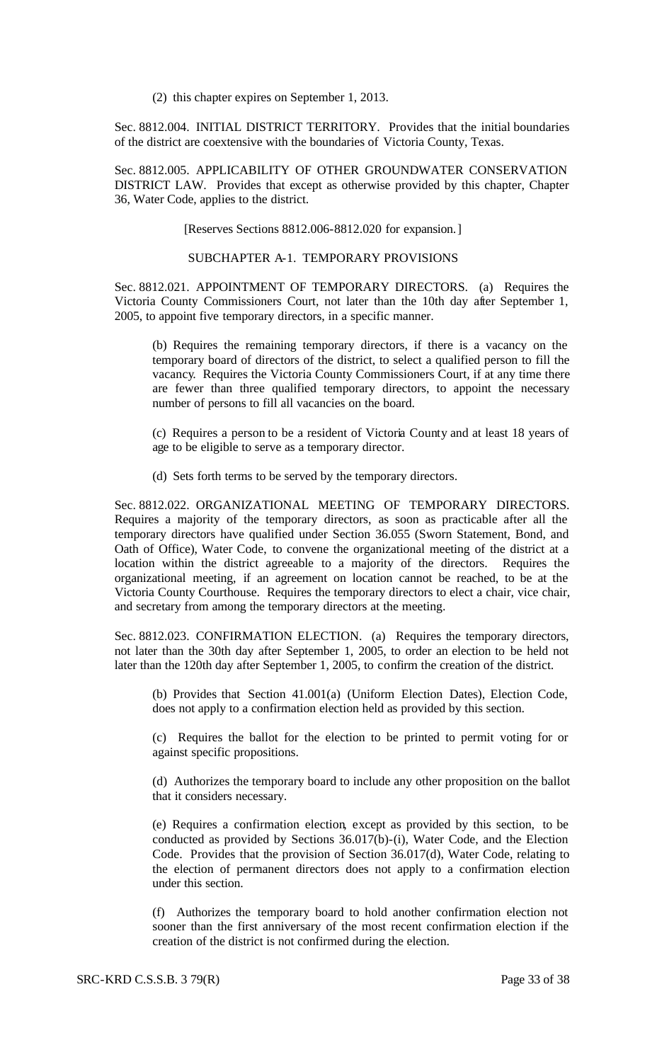(2) this chapter expires on September 1, 2013.

Sec. 8812.004. INITIAL DISTRICT TERRITORY. Provides that the initial boundaries of the district are coextensive with the boundaries of Victoria County, Texas.

Sec. 8812.005. APPLICABILITY OF OTHER GROUNDWATER CONSERVATION DISTRICT LAW. Provides that except as otherwise provided by this chapter, Chapter 36, Water Code, applies to the district.

[Reserves Sections 8812.006-8812.020 for expansion.]

SUBCHAPTER A-1. TEMPORARY PROVISIONS

Sec. 8812.021. APPOINTMENT OF TEMPORARY DIRECTORS. (a) Requires the Victoria County Commissioners Court, not later than the 10th day after September 1, 2005, to appoint five temporary directors, in a specific manner.

(b) Requires the remaining temporary directors, if there is a vacancy on the temporary board of directors of the district, to select a qualified person to fill the vacancy. Requires the Victoria County Commissioners Court, if at any time there are fewer than three qualified temporary directors, to appoint the necessary number of persons to fill all vacancies on the board.

(c) Requires a person to be a resident of Victoria County and at least 18 years of age to be eligible to serve as a temporary director.

(d) Sets forth terms to be served by the temporary directors.

Sec. 8812.022. ORGANIZATIONAL MEETING OF TEMPORARY DIRECTORS. Requires a majority of the temporary directors, as soon as practicable after all the temporary directors have qualified under Section 36.055 (Sworn Statement, Bond, and Oath of Office), Water Code, to convene the organizational meeting of the district at a location within the district agreeable to a majority of the directors. Requires the organizational meeting, if an agreement on location cannot be reached, to be at the Victoria County Courthouse. Requires the temporary directors to elect a chair, vice chair, and secretary from among the temporary directors at the meeting.

Sec. 8812.023. CONFIRMATION ELECTION. (a) Requires the temporary directors, not later than the 30th day after September 1, 2005, to order an election to be held not later than the 120th day after September 1, 2005, to confirm the creation of the district.

(b) Provides that Section 41.001(a) (Uniform Election Dates), Election Code, does not apply to a confirmation election held as provided by this section.

(c) Requires the ballot for the election to be printed to permit voting for or against specific propositions.

(d) Authorizes the temporary board to include any other proposition on the ballot that it considers necessary.

(e) Requires a confirmation election, except as provided by this section, to be conducted as provided by Sections 36.017(b)-(i), Water Code, and the Election Code. Provides that the provision of Section 36.017(d), Water Code, relating to the election of permanent directors does not apply to a confirmation election under this section.

(f) Authorizes the temporary board to hold another confirmation election not sooner than the first anniversary of the most recent confirmation election if the creation of the district is not confirmed during the election.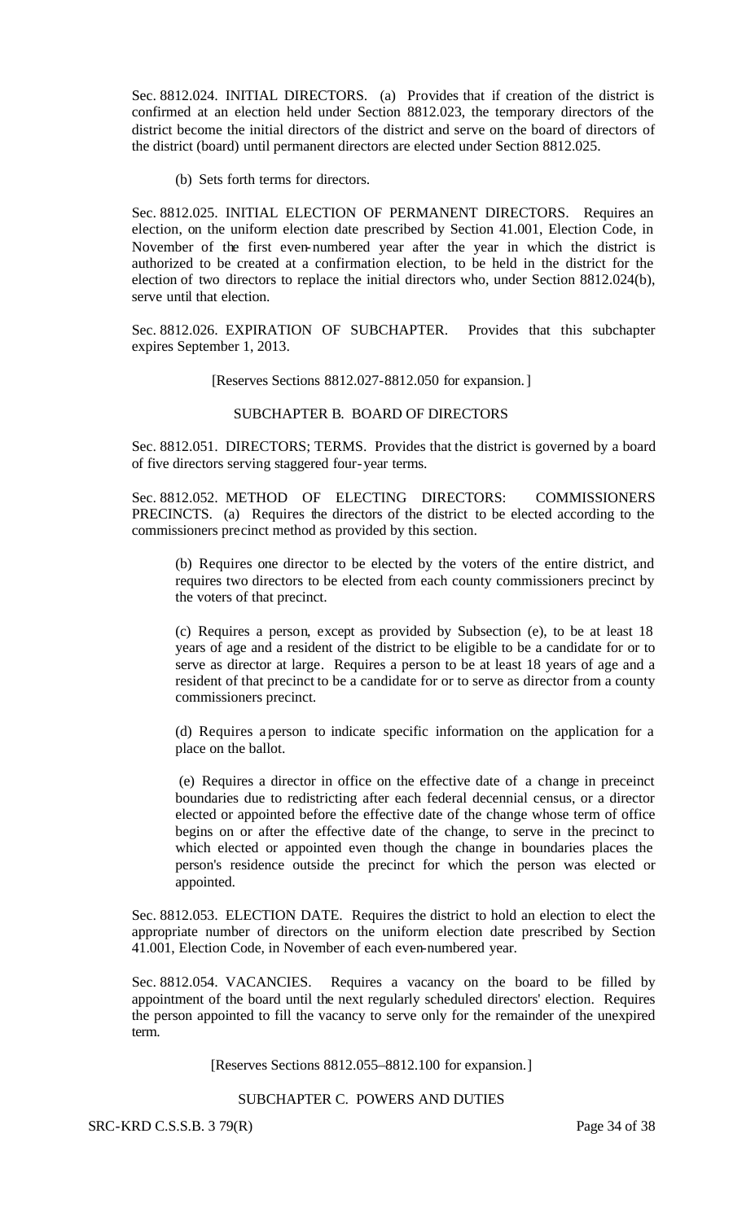Sec. 8812.024. INITIAL DIRECTORS. (a) Provides that if creation of the district is confirmed at an election held under Section 8812.023, the temporary directors of the district become the initial directors of the district and serve on the board of directors of the district (board) until permanent directors are elected under Section 8812.025.

(b) Sets forth terms for directors.

Sec. 8812.025. INITIAL ELECTION OF PERMANENT DIRECTORS. Requires an election, on the uniform election date prescribed by Section 41.001, Election Code, in November of the first even-numbered year after the year in which the district is authorized to be created at a confirmation election, to be held in the district for the election of two directors to replace the initial directors who, under Section 8812.024(b), serve until that election.

Sec. 8812.026. EXPIRATION OF SUBCHAPTER. Provides that this subchapter expires September 1, 2013.

[Reserves Sections 8812.027-8812.050 for expansion.]

SUBCHAPTER B. BOARD OF DIRECTORS

Sec. 8812.051. DIRECTORS; TERMS. Provides that the district is governed by a board of five directors serving staggered four-year terms.

Sec. 8812.052. METHOD OF ELECTING DIRECTORS: COMMISSIONERS PRECINCTS. (a) Requires the directors of the district to be elected according to the commissioners precinct method as provided by this section.

(b) Requires one director to be elected by the voters of the entire district, and requires two directors to be elected from each county commissioners precinct by the voters of that precinct.

(c) Requires a person, except as provided by Subsection (e), to be at least 18 years of age and a resident of the district to be eligible to be a candidate for or to serve as director at large. Requires a person to be at least 18 years of age and a resident of that precinct to be a candidate for or to serve as director from a county commissioners precinct.

(d) Requires a person to indicate specific information on the application for a place on the ballot.

(e) Requires a director in office on the effective date of a change in preceinct boundaries due to redistricting after each federal decennial census, or a director elected or appointed before the effective date of the change whose term of office begins on or after the effective date of the change, to serve in the precinct to which elected or appointed even though the change in boundaries places the person's residence outside the precinct for which the person was elected or appointed.

Sec. 8812.053. ELECTION DATE. Requires the district to hold an election to elect the appropriate number of directors on the uniform election date prescribed by Section 41.001, Election Code, in November of each even-numbered year.

Sec. 8812.054. VACANCIES. Requires a vacancy on the board to be filled by appointment of the board until the next regularly scheduled directors' election. Requires the person appointed to fill the vacancy to serve only for the remainder of the unexpired term.

[Reserves Sections 8812.055–8812.100 for expansion.]

SUBCHAPTER C. POWERS AND DUTIES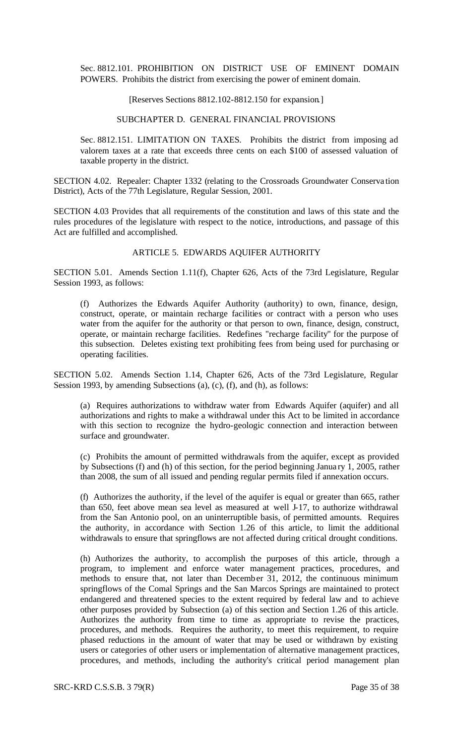Sec. 8812.101. PROHIBITION ON DISTRICT USE OF EMINENT DOMAIN POWERS. Prohibits the district from exercising the power of eminent domain.

[Reserves Sections 8812.102-8812.150 for expansion.]

SUBCHAPTER D. GENERAL FINANCIAL PROVISIONS

Sec. 8812.151. LIMITATION ON TAXES. Prohibits the district from imposing ad valorem taxes at a rate that exceeds three cents on each $100 of assessed valuation of taxable property in the district.

SECTION 4.02. Repealer: Chapter 1332 (relating to the Crossroads Groundwater Conservation District), Acts of the 77th Legislature, Regular Session, 2001.

SECTION 4.03 Provides that all requirements of the constitution and laws of this state and the rules procedures of the legislature with respect to the notice, introductions, and passage of this Act are fulfilled and accomplished.

ARTICLE 5. EDWARDS AQUIFER AUTHORITY

SECTION 5.01. Amends Section 1.11(f), Chapter 626, Acts of the 73rd Legislature, Regular Session 1993, as follows:

(f) Authorizes the Edwards Aquifer Authority (authority) to own, finance, design, construct, operate, or maintain recharge facilities or contract with a person who uses water from the aquifer for the authority or that person to own, finance, design, construct, operate, or maintain recharge facilities. Redefines "recharge facility" for the purpose of this subsection. Deletes existing text prohibiting fees from being used for purchasing or operating facilities.

SECTION 5.02. Amends Section 1.14, Chapter 626, Acts of the 73rd Legislature, Regular Session 1993, by amending Subsections (a), (c), (f), and (h), as follows:

(a) Requires authorizations to withdraw water from Edwards Aquifer (aquifer) and all authorizations and rights to make a withdrawal under this Act to be limited in accordance with this section to recognize the hydro-geologic connection and interaction between surface and groundwater.

(c) Prohibits the amount of permitted withdrawals from the aquifer, except as provided by Subsections (f) and (h) of this section, for the period beginning January 1, 2005, rather than 2008, the sum of all issued and pending regular permits filed if annexation occurs.

(f) Authorizes the authority, if the level of the aquifer is equal or greater than 665, rather than 650, feet above mean sea level as measured at well J-17, to authorize withdrawal from the San Antonio pool, on an uninterruptible basis, of permitted amounts. Requires the authority, in accordance with Section 1.26 of this article, to limit the additional withdrawals to ensure that springflows are not affected during critical drought conditions.

(h) Authorizes the authority, to accomplish the purposes of this article, through a program, to implement and enforce water management practices, procedures, and methods to ensure that, not later than December 31, 2012, the continuous minimum springflows of the Comal Springs and the San Marcos Springs are maintained to protect endangered and threatened species to the extent required by federal law and to achieve other purposes provided by Subsection (a) of this section and Section 1.26 of this article. Authorizes the authority from time to time as appropriate to revise the practices, procedures, and methods. Requires the authority, to meet this requirement, to require phased reductions in the amount of water that may be used or withdrawn by existing users or categories of other users or implementation of alternative management practices, procedures, and methods, including the authority's critical period management plan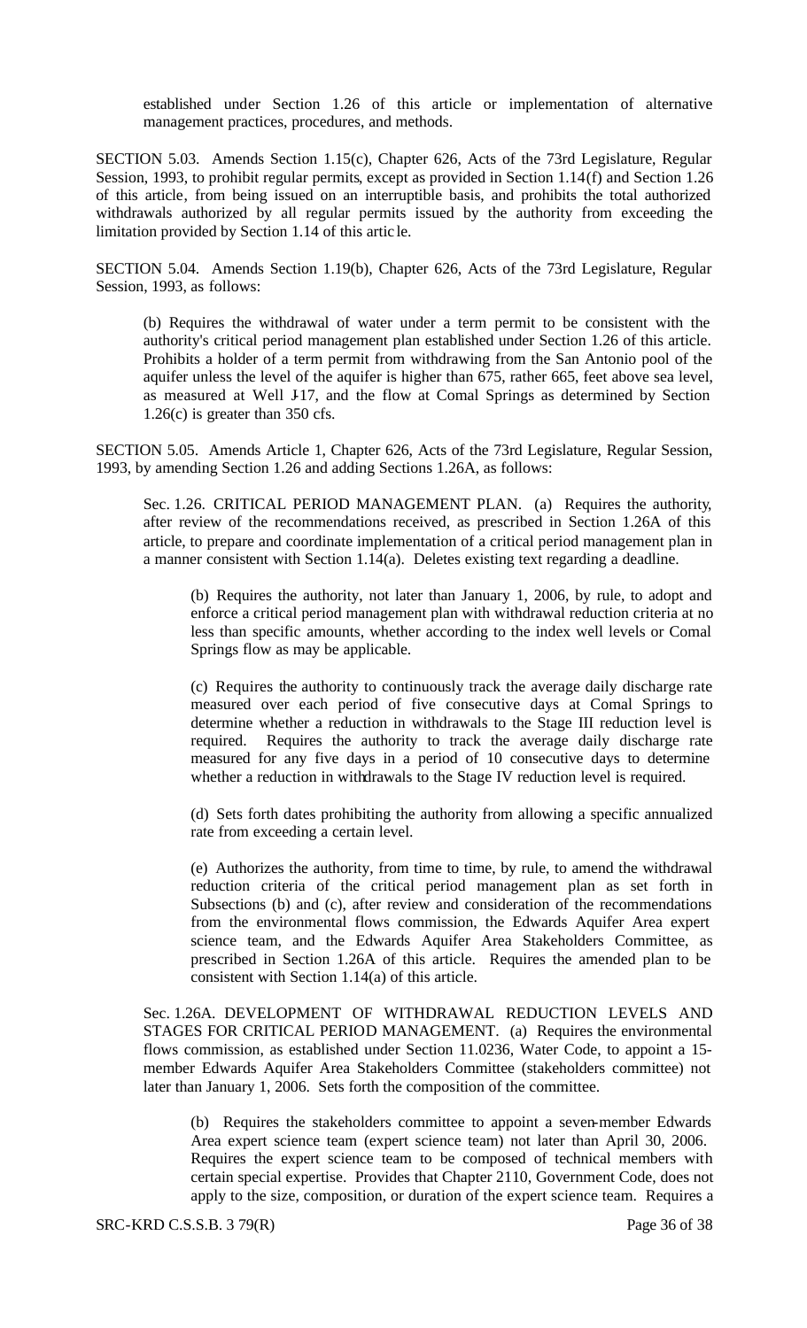established under Section 1.26 of this article or implementation of alternative management practices, procedures, and methods.

SECTION 5.03. Amends Section 1.15(c), Chapter 626, Acts of the 73rd Legislature, Regular Session, 1993, to prohibit regular permits, except as provided in Section 1.14(f) and Section 1.26 of this article, from being issued on an interruptible basis, and prohibits the total authorized withdrawals authorized by all regular permits issued by the authority from exceeding the limitation provided by Section 1.14 of this article.

SECTION 5.04. Amends Section 1.19(b), Chapter 626, Acts of the 73rd Legislature, Regular Session, 1993, as follows:

(b) Requires the withdrawal of water under a term permit to be consistent with the authority's critical period management plan established under Section 1.26 of this article. Prohibits a holder of a term permit from withdrawing from the San Antonio pool of the aquifer unless the level of the aquifer is higher than 675, rather 665, feet above sea level, as measured at Well J-17, and the flow at Comal Springs as determined by Section 1.26(c) is greater than 350 cfs.

SECTION 5.05. Amends Article 1, Chapter 626, Acts of the 73rd Legislature, Regular Session, 1993, by amending Section 1.26 and adding Sections 1.26A, as follows:

Sec. 1.26. CRITICAL PERIOD MANAGEMENT PLAN. (a) Requires the authority, after review of the recommendations received, as prescribed in Section 1.26A of this article, to prepare and coordinate implementation of a critical period management plan in a manner consistent with Section 1.14(a). Deletes existing text regarding a deadline.

(b) Requires the authority, not later than January 1, 2006, by rule, to adopt and enforce a critical period management plan with withdrawal reduction criteria at no less than specific amounts, whether according to the index well levels or Comal Springs flow as may be applicable.

(c) Requires the authority to continuously track the average daily discharge rate measured over each period of five consecutive days at Comal Springs to determine whether a reduction in withdrawals to the Stage III reduction level is required. Requires the authority to track the average daily discharge rate measured for any five days in a period of 10 consecutive days to determine whether a reduction in withdrawals to the Stage IV reduction level is required.

(d) Sets forth dates prohibiting the authority from allowing a specific annualized rate from exceeding a certain level.

(e) Authorizes the authority, from time to time, by rule, to amend the withdrawal reduction criteria of the critical period management plan as set forth in Subsections (b) and (c), after review and consideration of the recommendations from the environmental flows commission, the Edwards Aquifer Area expert science team, and the Edwards Aquifer Area Stakeholders Committee, as prescribed in Section 1.26A of this article. Requires the amended plan to be consistent with Section 1.14(a) of this article.

Sec. 1.26A. DEVELOPMENT OF WITHDRAWAL REDUCTION LEVELS AND STAGES FOR CRITICAL PERIOD MANAGEMENT. (a) Requires the environmental flows commission, as established under Section 11.0236, Water Code, to appoint a 15-member Edwards Aquifer Area Stakeholders Committee (stakeholders committee) not later than January 1, 2006. Sets forth the composition of the committee.

(b) Requires the stakeholders committee to appoint a seven-member Edwards Area expert science team (expert science team) not later than April 30, 2006. Requires the expert science team to be composed of technical members with certain special expertise. Provides that Chapter 2110, Government Code, does not apply to the size, composition, or duration of the expert science team. Requires a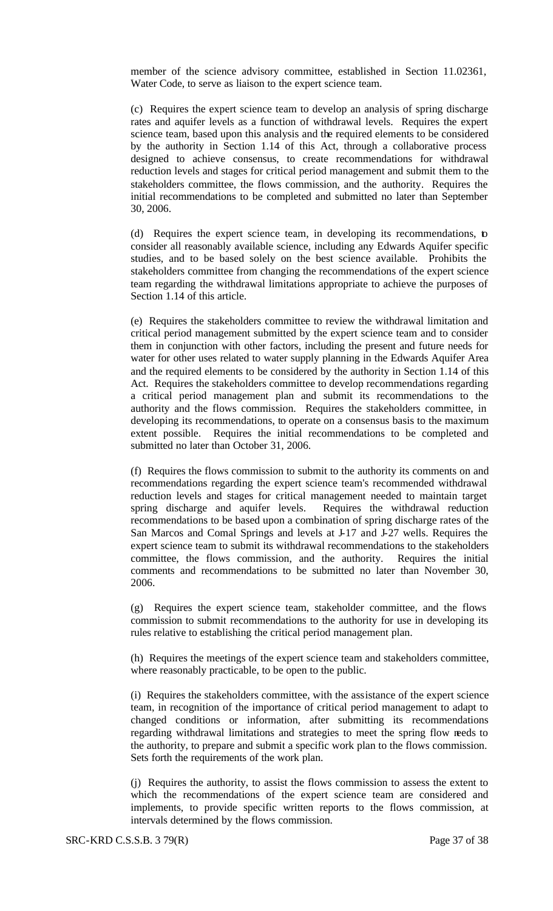member of the science advisory committee, established in Section 11.02361, Water Code, to serve as liaison to the expert science team.

(c) Requires the expert science team to develop an analysis of spring discharge rates and aquifer levels as a function of withdrawal levels. Requires the expert science team, based upon this analysis and the required elements to be considered by the authority in Section 1.14 of this Act, through a collaborative process designed to achieve consensus, to create recommendations for withdrawal reduction levels and stages for critical period management and submit them to the stakeholders committee, the flows commission, and the authority. Requires the initial recommendations to be completed and submitted no later than September 30, 2006.

(d) Requires the expert science team, in developing its recommendations, to consider all reasonably available science, including any Edwards Aquifer specific studies, and to be based solely on the best science available. Prohibits the stakeholders committee from changing the recommendations of the expert science team regarding the withdrawal limitations appropriate to achieve the purposes of Section 1.14 of this article.

(e) Requires the stakeholders committee to review the withdrawal limitation and critical period management submitted by the expert science team and to consider them in conjunction with other factors, including the present and future needs for water for other uses related to water supply planning in the Edwards Aquifer Area and the required elements to be considered by the authority in Section 1.14 of this Act. Requires the stakeholders committee to develop recommendations regarding a critical period management plan and submit its recommendations to the authority and the flows commission. Requires the stakeholders committee, in developing its recommendations, to operate on a consensus basis to the maximum extent possible. Requires the initial recommendations to be completed and submitted no later than October 31, 2006.

(f) Requires the flows commission to submit to the authority its comments on and recommendations regarding the expert science team's recommended withdrawal reduction levels and stages for critical management needed to maintain target spring discharge and aquifer levels. Requires the withdrawal reduction recommendations to be based upon a combination of spring discharge rates of the San Marcos and Comal Springs and levels at J-17 and J-27 wells. Requires the expert science team to submit its withdrawal recommendations to the stakeholders committee, the flows commission, and the authority. Requires the initial comments and recommendations to be submitted no later than November 30, 2006.

(g) Requires the expert science team, stakeholder committee, and the flows commission to submit recommendations to the authority for use in developing its rules relative to establishing the critical period management plan.

(h) Requires the meetings of the expert science team and stakeholders committee, where reasonably practicable, to be open to the public.

(i) Requires the stakeholders committee, with the assistance of the expert science team, in recognition of the importance of critical period management to adapt to changed conditions or information, after submitting its recommendations regarding withdrawal limitations and strategies to meet the spring flow needs to the authority, to prepare and submit a specific work plan to the flows commission. Sets forth the requirements of the work plan.

(j) Requires the authority, to assist the flows commission to assess the extent to which the recommendations of the expert science team are considered and implements, to provide specific written reports to the flows commission, at intervals determined by the flows commission.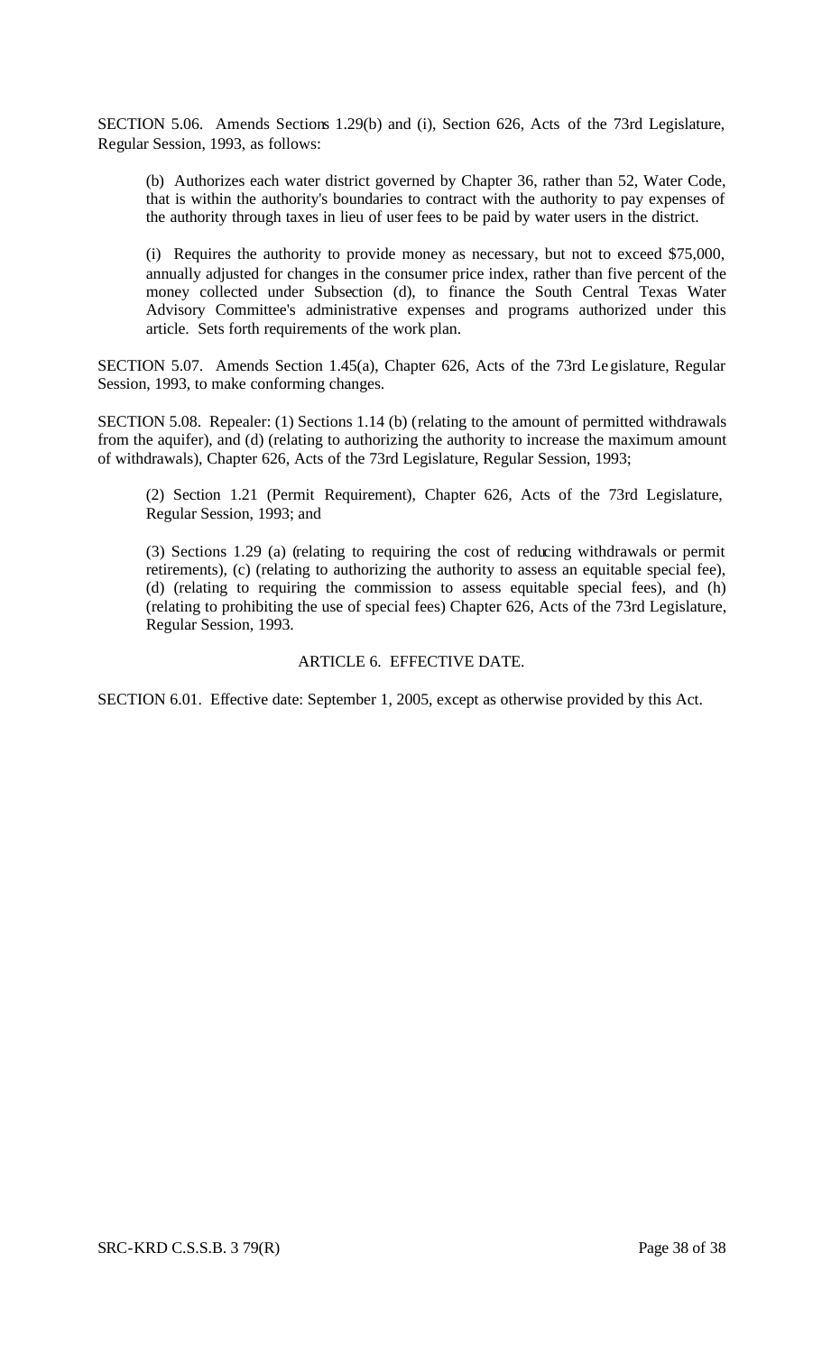SECTION 5.06. Amends Sections 1.29(b) and (i), Section 626, Acts of the 73rd Legislature, Regular Session, 1993, as follows:

> (b) Authorizes each water district governed by Chapter 36, rather than 52, Water Code, that is within the authority's boundaries to contract with the authority to pay expenses of the authority through taxes in lieu of user fees to be paid by water users in the district.
>
> (i) Requires the authority to provide money as necessary, but not to exceed $75,000, annually adjusted for changes in the consumer price index, rather than five percent of the money collected under Subsection (d), to finance the South Central Texas Water Advisory Committee's administrative expenses and programs authorized under this article. Sets forth requirements of the work plan.

SECTION 5.07. Amends Section 1.45(a), Chapter 626, Acts of the 73rd Legislature, Regular Session, 1993, to make conforming changes.

SECTION 5.08. Repealer: (1) Sections 1.14 (b) (relating to the amount of permitted withdrawals from the aquifer), and (d) (relating to authorizing the authority to increase the maximum amount of withdrawals), Chapter 626, Acts of the 73rd Legislature, Regular Session, 1993;

> (2) Section 1.21 (Permit Requirement), Chapter 626, Acts of the 73rd Legislature, Regular Session, 1993; and
>
> (3) Sections 1.29 (a) (relating to requiring the cost of reducing withdrawals or permit retirements), (c) (relating to authorizing the authority to assess an equitable special fee), (d) (relating to requiring the commission to assess equitable special fees), and (h) (relating to prohibiting the use of special fees) Chapter 626, Acts of the 73rd Legislature, Regular Session, 1993.

## ARTICLE 6. EFFECTIVE DATE.

SECTION 6.01. Effective date: September 1, 2005, except as otherwise provided by this Act.